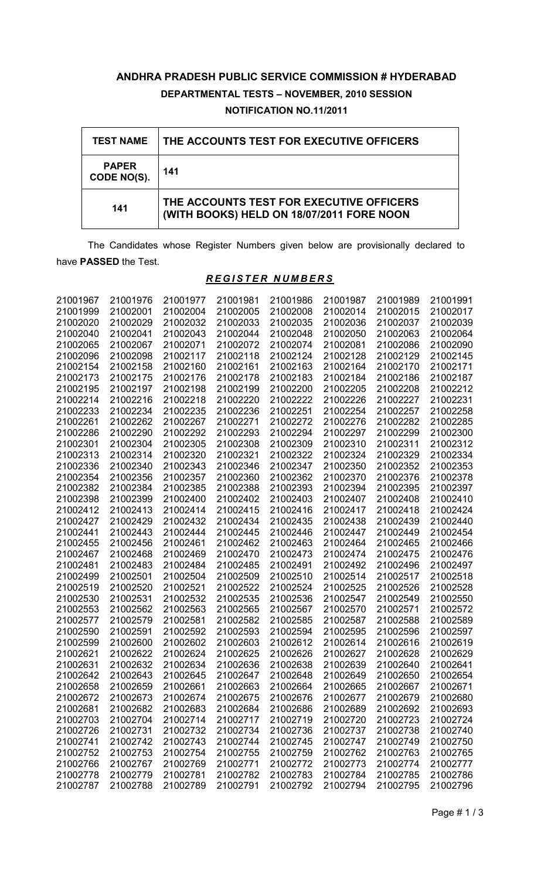# ANDHRA PRADESH PUBLIC SERVICE COMMISSION # HYDERABAD

## DEPARTMENTAL TESTS – NOVEMBER, 2010 SESSION

## NOTIFICATION NO.11/2011

| TEST NAME | THE ACCOUNTS TEST FOR EXECUTIVE OFFICERS |
|---|---|
| PAPER CODE NO(S). | 141 |
| 141 | THE ACCOUNTS TEST FOR EXECUTIVE OFFICERS (WITH BOOKS) HELD ON 18/07/2011 FORE NOON |

The Candidates whose Register Numbers given below are provisionally declared to have **PASSED** the Test.

***REGISTER NUMBERS***

21001967 21001976 21001977 21001981 21001986 21001987 21001989 21001991
21001999 21002001 21002004 21002005 21002008 21002014 21002015 21002017
21002020 21002029 21002032 21002033 21002035 21002036 21002037 21002039
21002040 21002041 21002043 21002044 21002048 21002050 21002063 21002064
21002065 21002067 21002071 21002072 21002074 21002081 21002086 21002090
21002096 21002098 21002117 21002118 21002124 21002128 21002129 21002145
21002154 21002158 21002160 21002161 21002163 21002164 21002170 21002171
21002173 21002175 21002176 21002178 21002183 21002184 21002186 21002187
21002195 21002197 21002198 21002199 21002200 21002205 21002208 21002212
21002214 21002216 21002218 21002220 21002222 21002226 21002227 21002231
21002233 21002234 21002235 21002236 21002251 21002254 21002257 21002258
21002261 21002262 21002267 21002271 21002272 21002276 21002282 21002285
21002286 21002290 21002292 21002293 21002294 21002297 21002299 21002300
21002301 21002304 21002305 21002308 21002309 21002310 21002311 21002312
21002313 21002314 21002320 21002321 21002322 21002324 21002329 21002334
21002336 21002340 21002343 21002346 21002347 21002350 21002352 21002353
21002354 21002356 21002357 21002360 21002362 21002370 21002376 21002378
21002382 21002384 21002385 21002388 21002393 21002394 21002395 21002397
21002398 21002399 21002400 21002402 21002403 21002407 21002408 21002410
21002412 21002413 21002414 21002415 21002416 21002417 21002418 21002424
21002427 21002429 21002432 21002434 21002435 21002438 21002439 21002440
21002441 21002443 21002444 21002445 21002446 21002447 21002449 21002454
21002455 21002456 21002461 21002462 21002463 21002464 21002465 21002466
21002467 21002468 21002469 21002470 21002473 21002474 21002475 21002476
21002481 21002483 21002484 21002485 21002491 21002492 21002496 21002497
21002499 21002501 21002504 21002509 21002510 21002514 21002517 21002518
21002519 21002520 21002521 21002522 21002524 21002525 21002526 21002528
21002530 21002531 21002532 21002535 21002536 21002547 21002549 21002550
21002553 21002562 21002563 21002565 21002567 21002570 21002571 21002572
21002577 21002579 21002581 21002582 21002585 21002587 21002588 21002589
21002590 21002591 21002592 21002593 21002594 21002595 21002596 21002597
21002599 21002600 21002602 21002603 21002612 21002614 21002616 21002619
21002621 21002622 21002624 21002625 21002626 21002627 21002628 21002629
21002631 21002632 21002634 21002636 21002638 21002639 21002640 21002641
21002642 21002643 21002645 21002647 21002648 21002649 21002650 21002654
21002658 21002659 21002661 21002663 21002664 21002665 21002667 21002671
21002672 21002673 21002674 21002675 21002676 21002677 21002679 21002680
21002681 21002682 21002683 21002684 21002686 21002689 21002692 21002693
21002703 21002704 21002714 21002717 21002719 21002720 21002723 21002724
21002726 21002731 21002732 21002734 21002736 21002737 21002738 21002740
21002741 21002742 21002743 21002744 21002745 21002747 21002749 21002750
21002752 21002753 21002754 21002755 21002759 21002762 21002763 21002765
21002766 21002767 21002769 21002771 21002772 21002773 21002774 21002777
21002778 21002779 21002781 21002782 21002783 21002784 21002785 21002786
21002787 21002788 21002789 21002791 21002792 21002794 21002795 21002796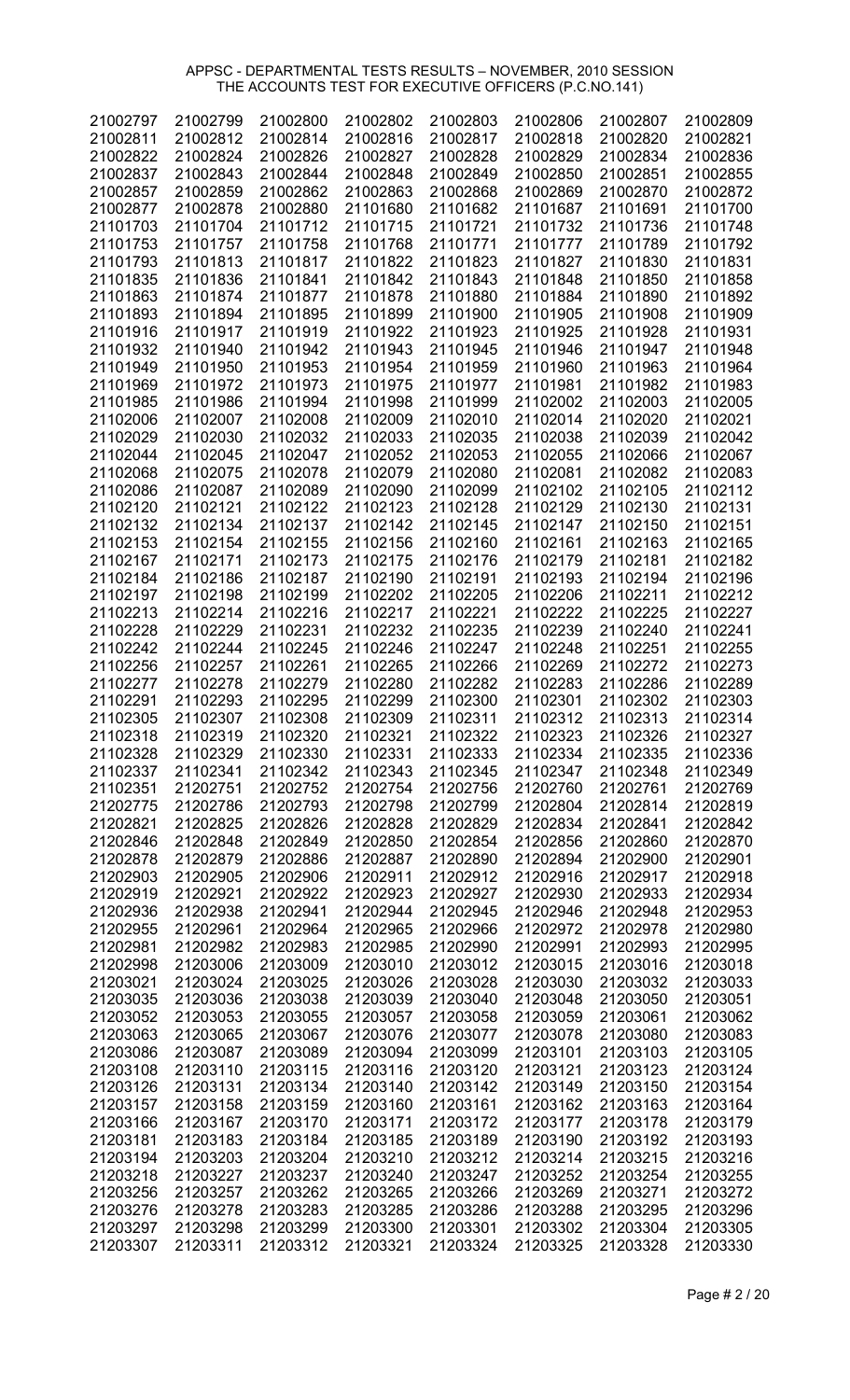APPSC - DEPARTMENTAL TESTS RESULTS – NOVEMBER, 2010 SESSION
THE ACCOUNTS TEST FOR EXECUTIVE OFFICERS (P.C.NO.141)

| | | | | | | | |
|---|---|---|---|---|---|---|---|
| 21002797 | 21002799 | 21002800 | 21002802 | 21002803 | 21002806 | 21002807 | 21002809 |
| 21002811 | 21002812 | 21002814 | 21002816 | 21002817 | 21002818 | 21002820 | 21002821 |
| 21002822 | 21002824 | 21002826 | 21002827 | 21002828 | 21002829 | 21002834 | 21002836 |
| 21002837 | 21002843 | 21002844 | 21002848 | 21002849 | 21002850 | 21002851 | 21002855 |
| 21002857 | 21002859 | 21002862 | 21002863 | 21002868 | 21002869 | 21002870 | 21002872 |
| 21002877 | 21002878 | 21002880 | 21101680 | 21101682 | 21101687 | 21101691 | 21101700 |
| 21101703 | 21101704 | 21101712 | 21101715 | 21101721 | 21101732 | 21101736 | 21101748 |
| 21101753 | 21101757 | 21101758 | 21101768 | 21101771 | 21101777 | 21101789 | 21101792 |
| 21101793 | 21101813 | 21101817 | 21101822 | 21101823 | 21101827 | 21101830 | 21101831 |
| 21101835 | 21101836 | 21101841 | 21101842 | 21101843 | 21101848 | 21101850 | 21101858 |
| 21101863 | 21101874 | 21101877 | 21101878 | 21101880 | 21101884 | 21101890 | 21101892 |
| 21101893 | 21101894 | 21101895 | 21101899 | 21101900 | 21101905 | 21101908 | 21101909 |
| 21101916 | 21101917 | 21101919 | 21101922 | 21101923 | 21101925 | 21101928 | 21101931 |
| 21101932 | 21101940 | 21101942 | 21101943 | 21101945 | 21101946 | 21101947 | 21101948 |
| 21101949 | 21101950 | 21101953 | 21101954 | 21101959 | 21101960 | 21101963 | 21101964 |
| 21101969 | 21101972 | 21101973 | 21101975 | 21101977 | 21101981 | 21101982 | 21101983 |
| 21101985 | 21101986 | 21101994 | 21101998 | 21101999 | 21102002 | 21102003 | 21102005 |
| 21102006 | 21102007 | 21102008 | 21102009 | 21102010 | 21102014 | 21102020 | 21102021 |
| 21102029 | 21102030 | 21102032 | 21102033 | 21102035 | 21102038 | 21102039 | 21102042 |
| 21102044 | 21102045 | 21102047 | 21102052 | 21102053 | 21102055 | 21102066 | 21102067 |
| 21102068 | 21102075 | 21102078 | 21102079 | 21102080 | 21102081 | 21102082 | 21102083 |
| 21102086 | 21102087 | 21102089 | 21102090 | 21102099 | 21102102 | 21102105 | 21102112 |
| 21102120 | 21102121 | 21102122 | 21102123 | 21102128 | 21102129 | 21102130 | 21102131 |
| 21102132 | 21102134 | 21102137 | 21102142 | 21102145 | 21102147 | 21102150 | 21102151 |
| 21102153 | 21102154 | 21102155 | 21102156 | 21102160 | 21102161 | 21102163 | 21102165 |
| 21102167 | 21102171 | 21102173 | 21102175 | 21102176 | 21102179 | 21102181 | 21102182 |
| 21102184 | 21102186 | 21102187 | 21102190 | 21102191 | 21102193 | 21102194 | 21102196 |
| 21102197 | 21102198 | 21102199 | 21102202 | 21102205 | 21102206 | 21102211 | 21102212 |
| 21102213 | 21102214 | 21102216 | 21102217 | 21102221 | 21102222 | 21102225 | 21102227 |
| 21102228 | 21102229 | 21102231 | 21102232 | 21102235 | 21102239 | 21102240 | 21102241 |
| 21102242 | 21102244 | 21102245 | 21102246 | 21102247 | 21102248 | 21102251 | 21102255 |
| 21102256 | 21102257 | 21102261 | 21102265 | 21102266 | 21102269 | 21102272 | 21102273 |
| 21102277 | 21102278 | 21102279 | 21102280 | 21102282 | 21102283 | 21102286 | 21102289 |
| 21102291 | 21102293 | 21102295 | 21102299 | 21102300 | 21102301 | 21102302 | 21102303 |
| 21102305 | 21102307 | 21102308 | 21102309 | 21102311 | 21102312 | 21102313 | 21102314 |
| 21102318 | 21102319 | 21102320 | 21102321 | 21102322 | 21102323 | 21102326 | 21102327 |
| 21102328 | 21102329 | 21102330 | 21102331 | 21102333 | 21102334 | 21102335 | 21102336 |
| 21102337 | 21102341 | 21102342 | 21102343 | 21102345 | 21102347 | 21102348 | 21102349 |
| 21102351 | 21202751 | 21202752 | 21202754 | 21202756 | 21202760 | 21202761 | 21202769 |
| 21202775 | 21202786 | 21202793 | 21202798 | 21202799 | 21202804 | 21202814 | 21202819 |
| 21202821 | 21202825 | 21202826 | 21202828 | 21202829 | 21202834 | 21202841 | 21202842 |
| 21202846 | 21202848 | 21202849 | 21202850 | 21202854 | 21202856 | 21202860 | 21202870 |
| 21202878 | 21202879 | 21202886 | 21202887 | 21202890 | 21202894 | 21202900 | 21202901 |
| 21202903 | 21202905 | 21202906 | 21202911 | 21202912 | 21202916 | 21202917 | 21202918 |
| 21202919 | 21202921 | 21202922 | 21202923 | 21202927 | 21202930 | 21202933 | 21202934 |
| 21202936 | 21202938 | 21202941 | 21202944 | 21202945 | 21202946 | 21202948 | 21202953 |
| 21202955 | 21202961 | 21202964 | 21202965 | 21202966 | 21202972 | 21202978 | 21202980 |
| 21202981 | 21202982 | 21202983 | 21202985 | 21202990 | 21202991 | 21202993 | 21202995 |
| 21202998 | 21203006 | 21203009 | 21203010 | 21203012 | 21203015 | 21203016 | 21203018 |
| 21203021 | 21203024 | 21203025 | 21203026 | 21203028 | 21203030 | 21203032 | 21203033 |
| 21203035 | 21203036 | 21203038 | 21203039 | 21203040 | 21203048 | 21203050 | 21203051 |
| 21203052 | 21203053 | 21203055 | 21203057 | 21203058 | 21203059 | 21203061 | 21203062 |
| 21203063 | 21203065 | 21203067 | 21203076 | 21203077 | 21203078 | 21203080 | 21203083 |
| 21203086 | 21203087 | 21203089 | 21203094 | 21203099 | 21203101 | 21203103 | 21203105 |
| 21203108 | 21203110 | 21203115 | 21203116 | 21203120 | 21203121 | 21203123 | 21203124 |
| 21203126 | 21203131 | 21203134 | 21203140 | 21203142 | 21203149 | 21203150 | 21203154 |
| 21203157 | 21203158 | 21203159 | 21203160 | 21203161 | 21203162 | 21203163 | 21203164 |
| 21203166 | 21203167 | 21203170 | 21203171 | 21203172 | 21203177 | 21203178 | 21203179 |
| 21203181 | 21203183 | 21203184 | 21203185 | 21203189 | 21203190 | 21203192 | 21203193 |
| 21203194 | 21203203 | 21203204 | 21203210 | 21203212 | 21203214 | 21203215 | 21203216 |
| 21203218 | 21203227 | 21203237 | 21203240 | 21203247 | 21203252 | 21203254 | 21203255 |
| 21203256 | 21203257 | 21203262 | 21203265 | 21203266 | 21203269 | 21203271 | 21203272 |
| 21203276 | 21203278 | 21203283 | 21203285 | 21203286 | 21203288 | 21203295 | 21203296 |
| 21203297 | 21203298 | 21203299 | 21203300 | 21203301 | 21203302 | 21203304 | 21203305 |
| 21203307 | 21203311 | 21203312 | 21203321 | 21203324 | 21203325 | 21203328 | 21203330 |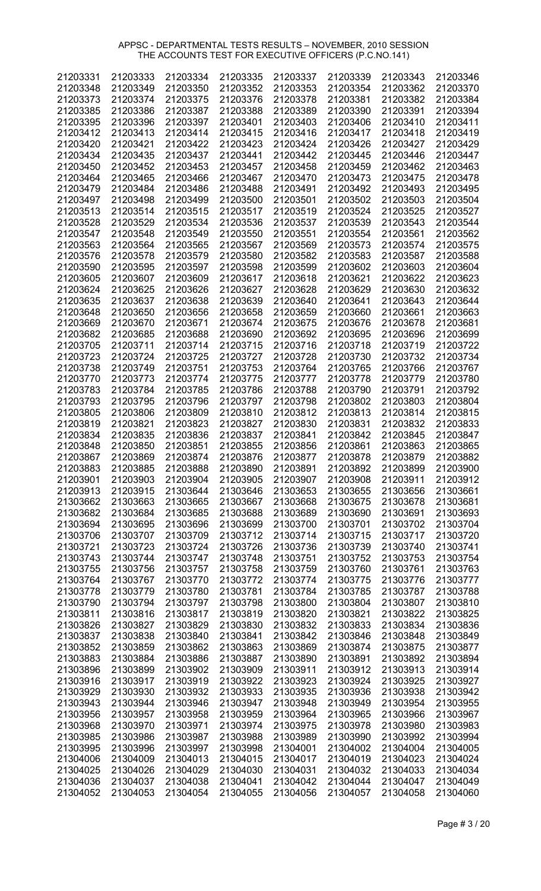APPSC - DEPARTMENTAL TESTS RESULTS – NOVEMBER, 2010 SESSION
THE ACCOUNTS TEST FOR EXECUTIVE OFFICERS (P.C.NO.141)

| | | | | | | | |
|---|---|---|---|---|---|---|---|
| 21203331 | 21203333 | 21203334 | 21203335 | 21203337 | 21203339 | 21203343 | 21203346 |
| 21203348 | 21203349 | 21203350 | 21203352 | 21203353 | 21203354 | 21203362 | 21203370 |
| 21203373 | 21203374 | 21203375 | 21203376 | 21203378 | 21203381 | 21203382 | 21203384 |
| 21203385 | 21203386 | 21203387 | 21203388 | 21203389 | 21203390 | 21203391 | 21203394 |
| 21203395 | 21203396 | 21203397 | 21203401 | 21203403 | 21203406 | 21203410 | 21203411 |
| 21203412 | 21203413 | 21203414 | 21203415 | 21203416 | 21203417 | 21203418 | 21203419 |
| 21203420 | 21203421 | 21203422 | 21203423 | 21203424 | 21203426 | 21203427 | 21203429 |
| 21203434 | 21203435 | 21203437 | 21203441 | 21203442 | 21203445 | 21203446 | 21203447 |
| 21203450 | 21203452 | 21203453 | 21203457 | 21203458 | 21203459 | 21203462 | 21203463 |
| 21203464 | 21203465 | 21203466 | 21203467 | 21203470 | 21203473 | 21203475 | 21203478 |
| 21203479 | 21203484 | 21203486 | 21203488 | 21203491 | 21203492 | 21203493 | 21203495 |
| 21203497 | 21203498 | 21203499 | 21203500 | 21203501 | 21203502 | 21203503 | 21203504 |
| 21203513 | 21203514 | 21203515 | 21203517 | 21203519 | 21203524 | 21203525 | 21203527 |
| 21203528 | 21203529 | 21203534 | 21203536 | 21203537 | 21203539 | 21203543 | 21203544 |
| 21203547 | 21203548 | 21203549 | 21203550 | 21203551 | 21203554 | 21203561 | 21203562 |
| 21203563 | 21203564 | 21203565 | 21203567 | 21203569 | 21203573 | 21203574 | 21203575 |
| 21203576 | 21203578 | 21203579 | 21203580 | 21203582 | 21203583 | 21203587 | 21203588 |
| 21203590 | 21203595 | 21203597 | 21203598 | 21203599 | 21203602 | 21203603 | 21203604 |
| 21203605 | 21203607 | 21203609 | 21203617 | 21203618 | 21203621 | 21203622 | 21203623 |
| 21203624 | 21203625 | 21203626 | 21203627 | 21203628 | 21203629 | 21203630 | 21203632 |
| 21203635 | 21203637 | 21203638 | 21203639 | 21203640 | 21203641 | 21203643 | 21203644 |
| 21203648 | 21203650 | 21203656 | 21203658 | 21203659 | 21203660 | 21203661 | 21203663 |
| 21203669 | 21203670 | 21203671 | 21203674 | 21203675 | 21203676 | 21203678 | 21203681 |
| 21203682 | 21203685 | 21203688 | 21203690 | 21203692 | 21203695 | 21203696 | 21203699 |
| 21203705 | 21203711 | 21203714 | 21203715 | 21203716 | 21203718 | 21203719 | 21203722 |
| 21203723 | 21203724 | 21203725 | 21203727 | 21203728 | 21203730 | 21203732 | 21203734 |
| 21203738 | 21203749 | 21203751 | 21203753 | 21203764 | 21203765 | 21203766 | 21203767 |
| 21203770 | 21203773 | 21203774 | 21203775 | 21203777 | 21203778 | 21203779 | 21203780 |
| 21203783 | 21203784 | 21203785 | 21203786 | 21203788 | 21203790 | 21203791 | 21203792 |
| 21203793 | 21203795 | 21203796 | 21203797 | 21203798 | 21203802 | 21203803 | 21203804 |
| 21203805 | 21203806 | 21203809 | 21203810 | 21203812 | 21203813 | 21203814 | 21203815 |
| 21203819 | 21203821 | 21203823 | 21203827 | 21203830 | 21203831 | 21203832 | 21203833 |
| 21203834 | 21203835 | 21203836 | 21203837 | 21203841 | 21203842 | 21203845 | 21203847 |
| 21203848 | 21203850 | 21203851 | 21203855 | 21203856 | 21203861 | 21203863 | 21203865 |
| 21203867 | 21203869 | 21203874 | 21203876 | 21203877 | 21203878 | 21203879 | 21203882 |
| 21203883 | 21203885 | 21203888 | 21203890 | 21203891 | 21203892 | 21203899 | 21203900 |
| 21203901 | 21203903 | 21203904 | 21203905 | 21203907 | 21203908 | 21203911 | 21203912 |
| 21203913 | 21203915 | 21303644 | 21303646 | 21303653 | 21303655 | 21303656 | 21303661 |
| 21303662 | 21303663 | 21303665 | 21303667 | 21303668 | 21303675 | 21303678 | 21303681 |
| 21303682 | 21303684 | 21303685 | 21303688 | 21303689 | 21303690 | 21303691 | 21303693 |
| 21303694 | 21303695 | 21303696 | 21303699 | 21303700 | 21303701 | 21303702 | 21303704 |
| 21303706 | 21303707 | 21303709 | 21303712 | 21303714 | 21303715 | 21303717 | 21303720 |
| 21303721 | 21303723 | 21303724 | 21303726 | 21303736 | 21303739 | 21303740 | 21303741 |
| 21303743 | 21303744 | 21303747 | 21303748 | 21303751 | 21303752 | 21303753 | 21303754 |
| 21303755 | 21303756 | 21303757 | 21303758 | 21303759 | 21303760 | 21303761 | 21303763 |
| 21303764 | 21303767 | 21303770 | 21303772 | 21303774 | 21303775 | 21303776 | 21303777 |
| 21303778 | 21303779 | 21303780 | 21303781 | 21303784 | 21303785 | 21303787 | 21303788 |
| 21303790 | 21303794 | 21303797 | 21303798 | 21303800 | 21303804 | 21303807 | 21303810 |
| 21303811 | 21303816 | 21303817 | 21303819 | 21303820 | 21303821 | 21303822 | 21303825 |
| 21303826 | 21303827 | 21303829 | 21303830 | 21303832 | 21303833 | 21303834 | 21303836 |
| 21303837 | 21303838 | 21303840 | 21303841 | 21303842 | 21303846 | 21303848 | 21303849 |
| 21303852 | 21303859 | 21303862 | 21303863 | 21303869 | 21303874 | 21303875 | 21303877 |
| 21303883 | 21303884 | 21303886 | 21303887 | 21303890 | 21303891 | 21303892 | 21303894 |
| 21303896 | 21303899 | 21303902 | 21303909 | 21303911 | 21303912 | 21303913 | 21303914 |
| 21303916 | 21303917 | 21303919 | 21303922 | 21303923 | 21303924 | 21303925 | 21303927 |
| 21303929 | 21303930 | 21303932 | 21303933 | 21303935 | 21303936 | 21303938 | 21303942 |
| 21303943 | 21303944 | 21303946 | 21303947 | 21303948 | 21303949 | 21303954 | 21303955 |
| 21303956 | 21303957 | 21303958 | 21303959 | 21303964 | 21303965 | 21303966 | 21303967 |
| 21303968 | 21303970 | 21303971 | 21303974 | 21303975 | 21303978 | 21303980 | 21303983 |
| 21303985 | 21303986 | 21303987 | 21303988 | 21303989 | 21303990 | 21303992 | 21303994 |
| 21303995 | 21303996 | 21303997 | 21303998 | 21304001 | 21304002 | 21304004 | 21304005 |
| 21304006 | 21304009 | 21304013 | 21304015 | 21304017 | 21304019 | 21304023 | 21304024 |
| 21304025 | 21304026 | 21304029 | 21304030 | 21304031 | 21304032 | 21304033 | 21304034 |
| 21304036 | 21304037 | 21304038 | 21304041 | 21304042 | 21304044 | 21304047 | 21304049 |
| 21304052 | 21304053 | 21304054 | 21304055 | 21304056 | 21304057 | 21304058 | 21304060 |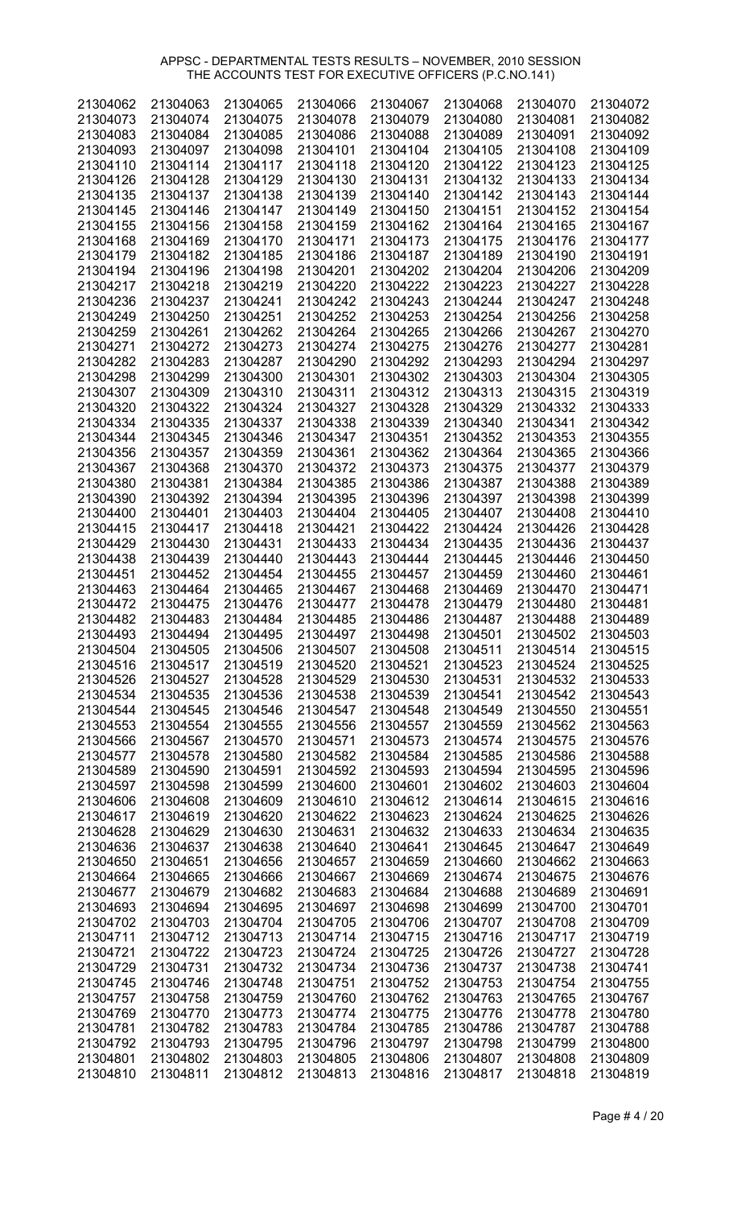APPSC - DEPARTMENTAL TESTS RESULTS – NOVEMBER, 2010 SESSION
THE ACCOUNTS TEST FOR EXECUTIVE OFFICERS (P.C.NO.141)

| | | | | | | | |
|---|---|---|---|---|---|---|---|
| 21304062 | 21304063 | 21304065 | 21304066 | 21304067 | 21304068 | 21304070 | 21304072 |
| 21304073 | 21304074 | 21304075 | 21304078 | 21304079 | 21304080 | 21304081 | 21304082 |
| 21304083 | 21304084 | 21304085 | 21304086 | 21304088 | 21304089 | 21304091 | 21304092 |
| 21304093 | 21304097 | 21304098 | 21304101 | 21304104 | 21304105 | 21304108 | 21304109 |
| 21304110 | 21304114 | 21304117 | 21304118 | 21304120 | 21304122 | 21304123 | 21304125 |
| 21304126 | 21304128 | 21304129 | 21304130 | 21304131 | 21304132 | 21304133 | 21304134 |
| 21304135 | 21304137 | 21304138 | 21304139 | 21304140 | 21304142 | 21304143 | 21304144 |
| 21304145 | 21304146 | 21304147 | 21304149 | 21304150 | 21304151 | 21304152 | 21304154 |
| 21304155 | 21304156 | 21304158 | 21304159 | 21304162 | 21304164 | 21304165 | 21304167 |
| 21304168 | 21304169 | 21304170 | 21304171 | 21304173 | 21304175 | 21304176 | 21304177 |
| 21304179 | 21304182 | 21304185 | 21304186 | 21304187 | 21304189 | 21304190 | 21304191 |
| 21304194 | 21304196 | 21304198 | 21304201 | 21304202 | 21304204 | 21304206 | 21304209 |
| 21304217 | 21304218 | 21304219 | 21304220 | 21304222 | 21304223 | 21304227 | 21304228 |
| 21304236 | 21304237 | 21304241 | 21304242 | 21304243 | 21304244 | 21304247 | 21304248 |
| 21304249 | 21304250 | 21304251 | 21304252 | 21304253 | 21304254 | 21304256 | 21304258 |
| 21304259 | 21304261 | 21304262 | 21304264 | 21304265 | 21304266 | 21304267 | 21304270 |
| 21304271 | 21304272 | 21304273 | 21304274 | 21304275 | 21304276 | 21304277 | 21304281 |
| 21304282 | 21304283 | 21304287 | 21304290 | 21304292 | 21304293 | 21304294 | 21304297 |
| 21304298 | 21304299 | 21304300 | 21304301 | 21304302 | 21304303 | 21304304 | 21304305 |
| 21304307 | 21304309 | 21304310 | 21304311 | 21304312 | 21304313 | 21304315 | 21304319 |
| 21304320 | 21304322 | 21304324 | 21304327 | 21304328 | 21304329 | 21304332 | 21304333 |
| 21304334 | 21304335 | 21304337 | 21304338 | 21304339 | 21304340 | 21304341 | 21304342 |
| 21304344 | 21304345 | 21304346 | 21304347 | 21304351 | 21304352 | 21304353 | 21304355 |
| 21304356 | 21304357 | 21304359 | 21304361 | 21304362 | 21304364 | 21304365 | 21304366 |
| 21304367 | 21304368 | 21304370 | 21304372 | 21304373 | 21304375 | 21304377 | 21304379 |
| 21304380 | 21304381 | 21304384 | 21304385 | 21304386 | 21304387 | 21304388 | 21304389 |
| 21304390 | 21304392 | 21304394 | 21304395 | 21304396 | 21304397 | 21304398 | 21304399 |
| 21304400 | 21304401 | 21304403 | 21304404 | 21304405 | 21304407 | 21304408 | 21304410 |
| 21304415 | 21304417 | 21304418 | 21304421 | 21304422 | 21304424 | 21304426 | 21304428 |
| 21304429 | 21304430 | 21304431 | 21304433 | 21304434 | 21304435 | 21304436 | 21304437 |
| 21304438 | 21304439 | 21304440 | 21304443 | 21304444 | 21304445 | 21304446 | 21304450 |
| 21304451 | 21304452 | 21304454 | 21304455 | 21304457 | 21304459 | 21304460 | 21304461 |
| 21304463 | 21304464 | 21304465 | 21304467 | 21304468 | 21304469 | 21304470 | 21304471 |
| 21304472 | 21304475 | 21304476 | 21304477 | 21304478 | 21304479 | 21304480 | 21304481 |
| 21304482 | 21304483 | 21304484 | 21304485 | 21304486 | 21304487 | 21304488 | 21304489 |
| 21304493 | 21304494 | 21304495 | 21304497 | 21304498 | 21304501 | 21304502 | 21304503 |
| 21304504 | 21304505 | 21304506 | 21304507 | 21304508 | 21304511 | 21304514 | 21304515 |
| 21304516 | 21304517 | 21304519 | 21304520 | 21304521 | 21304523 | 21304524 | 21304525 |
| 21304526 | 21304527 | 21304528 | 21304529 | 21304530 | 21304531 | 21304532 | 21304533 |
| 21304534 | 21304535 | 21304536 | 21304538 | 21304539 | 21304541 | 21304542 | 21304543 |
| 21304544 | 21304545 | 21304546 | 21304547 | 21304548 | 21304549 | 21304550 | 21304551 |
| 21304553 | 21304554 | 21304555 | 21304556 | 21304557 | 21304559 | 21304562 | 21304563 |
| 21304566 | 21304567 | 21304570 | 21304571 | 21304573 | 21304574 | 21304575 | 21304576 |
| 21304577 | 21304578 | 21304580 | 21304582 | 21304584 | 21304585 | 21304586 | 21304588 |
| 21304589 | 21304590 | 21304591 | 21304592 | 21304593 | 21304594 | 21304595 | 21304596 |
| 21304597 | 21304598 | 21304599 | 21304600 | 21304601 | 21304602 | 21304603 | 21304604 |
| 21304606 | 21304608 | 21304609 | 21304610 | 21304612 | 21304614 | 21304615 | 21304616 |
| 21304617 | 21304619 | 21304620 | 21304622 | 21304623 | 21304624 | 21304625 | 21304626 |
| 21304628 | 21304629 | 21304630 | 21304631 | 21304632 | 21304633 | 21304634 | 21304635 |
| 21304636 | 21304637 | 21304638 | 21304640 | 21304641 | 21304645 | 21304647 | 21304649 |
| 21304650 | 21304651 | 21304656 | 21304657 | 21304659 | 21304660 | 21304662 | 21304663 |
| 21304664 | 21304665 | 21304666 | 21304667 | 21304669 | 21304674 | 21304675 | 21304676 |
| 21304677 | 21304679 | 21304682 | 21304683 | 21304684 | 21304688 | 21304689 | 21304691 |
| 21304693 | 21304694 | 21304695 | 21304697 | 21304698 | 21304699 | 21304700 | 21304701 |
| 21304702 | 21304703 | 21304704 | 21304705 | 21304706 | 21304707 | 21304708 | 21304709 |
| 21304711 | 21304712 | 21304713 | 21304714 | 21304715 | 21304716 | 21304717 | 21304719 |
| 21304721 | 21304722 | 21304723 | 21304724 | 21304725 | 21304726 | 21304727 | 21304728 |
| 21304729 | 21304731 | 21304732 | 21304734 | 21304736 | 21304737 | 21304738 | 21304741 |
| 21304745 | 21304746 | 21304748 | 21304751 | 21304752 | 21304753 | 21304754 | 21304755 |
| 21304757 | 21304758 | 21304759 | 21304760 | 21304762 | 21304763 | 21304765 | 21304767 |
| 21304769 | 21304770 | 21304773 | 21304774 | 21304775 | 21304776 | 21304778 | 21304780 |
| 21304781 | 21304782 | 21304783 | 21304784 | 21304785 | 21304786 | 21304787 | 21304788 |
| 21304792 | 21304793 | 21304795 | 21304796 | 21304797 | 21304798 | 21304799 | 21304800 |
| 21304801 | 21304802 | 21304803 | 21304805 | 21304806 | 21304807 | 21304808 | 21304809 |
| 21304810 | 21304811 | 21304812 | 21304813 | 21304816 | 21304817 | 21304818 | 21304819 |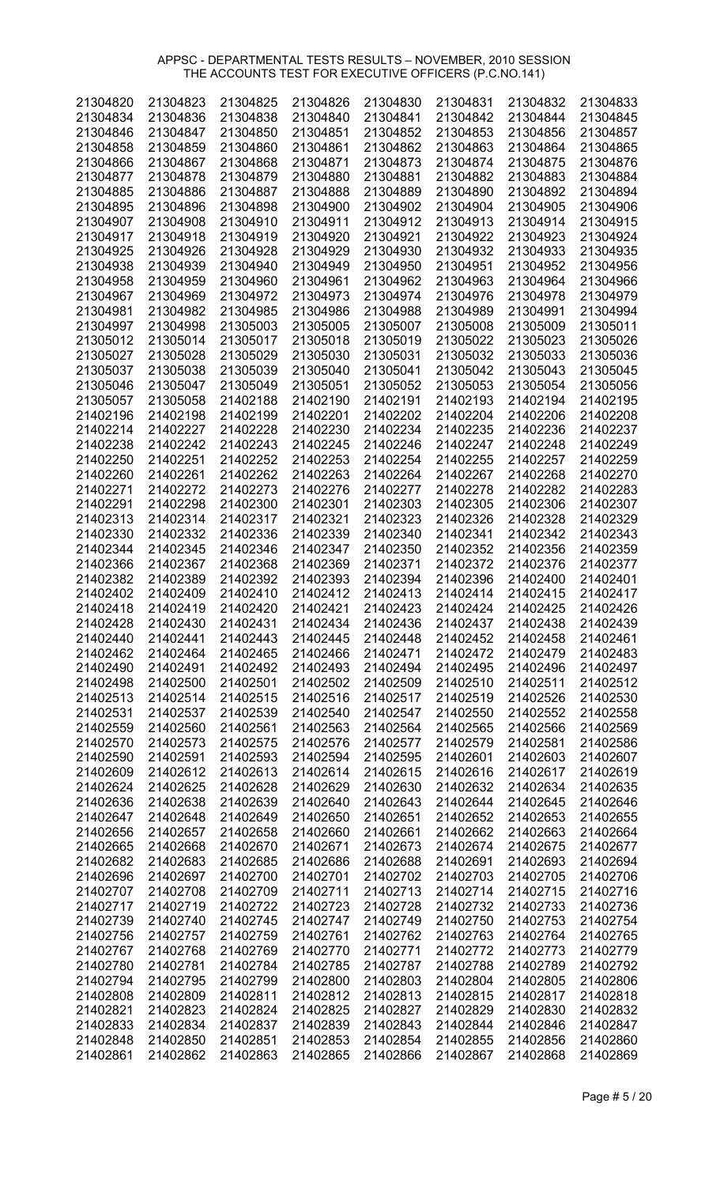APPSC - DEPARTMENTAL TESTS RESULTS – NOVEMBER, 2010 SESSION
THE ACCOUNTS TEST FOR EXECUTIVE OFFICERS (P.C.NO.141)

| | | | | | | | |
|---|---|---|---|---|---|---|---|
| 21304820 | 21304823 | 21304825 | 21304826 | 21304830 | 21304831 | 21304832 | 21304833 |
| 21304834 | 21304836 | 21304838 | 21304840 | 21304841 | 21304842 | 21304844 | 21304845 |
| 21304846 | 21304847 | 21304850 | 21304851 | 21304852 | 21304853 | 21304856 | 21304857 |
| 21304858 | 21304859 | 21304860 | 21304861 | 21304862 | 21304863 | 21304864 | 21304865 |
| 21304866 | 21304867 | 21304868 | 21304871 | 21304873 | 21304874 | 21304875 | 21304876 |
| 21304877 | 21304878 | 21304879 | 21304880 | 21304881 | 21304882 | 21304883 | 21304884 |
| 21304885 | 21304886 | 21304887 | 21304888 | 21304889 | 21304890 | 21304892 | 21304894 |
| 21304895 | 21304896 | 21304898 | 21304900 | 21304902 | 21304904 | 21304905 | 21304906 |
| 21304907 | 21304908 | 21304910 | 21304911 | 21304912 | 21304913 | 21304914 | 21304915 |
| 21304917 | 21304918 | 21304919 | 21304920 | 21304921 | 21304922 | 21304923 | 21304924 |
| 21304925 | 21304926 | 21304928 | 21304929 | 21304930 | 21304932 | 21304933 | 21304935 |
| 21304938 | 21304939 | 21304940 | 21304949 | 21304950 | 21304951 | 21304952 | 21304956 |
| 21304958 | 21304959 | 21304960 | 21304961 | 21304962 | 21304963 | 21304964 | 21304966 |
| 21304967 | 21304969 | 21304972 | 21304973 | 21304974 | 21304976 | 21304978 | 21304979 |
| 21304981 | 21304982 | 21304985 | 21304986 | 21304988 | 21304989 | 21304991 | 21304994 |
| 21304997 | 21304998 | 21305003 | 21305005 | 21305007 | 21305008 | 21305009 | 21305011 |
| 21305012 | 21305014 | 21305017 | 21305018 | 21305019 | 21305022 | 21305023 | 21305026 |
| 21305027 | 21305028 | 21305029 | 21305030 | 21305031 | 21305032 | 21305033 | 21305036 |
| 21305037 | 21305038 | 21305039 | 21305040 | 21305041 | 21305042 | 21305043 | 21305045 |
| 21305046 | 21305047 | 21305049 | 21305051 | 21305052 | 21305053 | 21305054 | 21305056 |
| 21305057 | 21305058 | 21402188 | 21402190 | 21402191 | 21402193 | 21402194 | 21402195 |
| 21402196 | 21402198 | 21402199 | 21402201 | 21402202 | 21402204 | 21402206 | 21402208 |
| 21402214 | 21402227 | 21402228 | 21402230 | 21402234 | 21402235 | 21402236 | 21402237 |
| 21402238 | 21402242 | 21402243 | 21402245 | 21402246 | 21402247 | 21402248 | 21402249 |
| 21402250 | 21402251 | 21402252 | 21402253 | 21402254 | 21402255 | 21402257 | 21402259 |
| 21402260 | 21402261 | 21402262 | 21402263 | 21402264 | 21402267 | 21402268 | 21402270 |
| 21402271 | 21402272 | 21402273 | 21402276 | 21402277 | 21402278 | 21402282 | 21402283 |
| 21402291 | 21402298 | 21402300 | 21402301 | 21402303 | 21402305 | 21402306 | 21402307 |
| 21402313 | 21402314 | 21402317 | 21402321 | 21402323 | 21402326 | 21402328 | 21402329 |
| 21402330 | 21402332 | 21402336 | 21402339 | 21402340 | 21402341 | 21402342 | 21402343 |
| 21402344 | 21402345 | 21402346 | 21402347 | 21402350 | 21402352 | 21402356 | 21402359 |
| 21402366 | 21402367 | 21402368 | 21402369 | 21402371 | 21402372 | 21402376 | 21402377 |
| 21402382 | 21402389 | 21402392 | 21402393 | 21402394 | 21402396 | 21402400 | 21402401 |
| 21402402 | 21402409 | 21402410 | 21402412 | 21402413 | 21402414 | 21402415 | 21402417 |
| 21402418 | 21402419 | 21402420 | 21402421 | 21402423 | 21402424 | 21402425 | 21402426 |
| 21402428 | 21402430 | 21402431 | 21402434 | 21402436 | 21402437 | 21402438 | 21402439 |
| 21402440 | 21402441 | 21402443 | 21402445 | 21402448 | 21402452 | 21402458 | 21402461 |
| 21402462 | 21402464 | 21402465 | 21402466 | 21402471 | 21402472 | 21402479 | 21402483 |
| 21402490 | 21402491 | 21402492 | 21402493 | 21402494 | 21402495 | 21402496 | 21402497 |
| 21402498 | 21402500 | 21402501 | 21402502 | 21402509 | 21402510 | 21402511 | 21402512 |
| 21402513 | 21402514 | 21402515 | 21402516 | 21402517 | 21402519 | 21402526 | 21402530 |
| 21402531 | 21402537 | 21402539 | 21402540 | 21402547 | 21402550 | 21402552 | 21402558 |
| 21402559 | 21402560 | 21402561 | 21402563 | 21402564 | 21402565 | 21402566 | 21402569 |
| 21402570 | 21402573 | 21402575 | 21402576 | 21402577 | 21402579 | 21402581 | 21402586 |
| 21402590 | 21402591 | 21402593 | 21402594 | 21402595 | 21402601 | 21402603 | 21402607 |
| 21402609 | 21402612 | 21402613 | 21402614 | 21402615 | 21402616 | 21402617 | 21402619 |
| 21402624 | 21402625 | 21402628 | 21402629 | 21402630 | 21402632 | 21402634 | 21402635 |
| 21402636 | 21402638 | 21402639 | 21402640 | 21402643 | 21402644 | 21402645 | 21402646 |
| 21402647 | 21402648 | 21402649 | 21402650 | 21402651 | 21402652 | 21402653 | 21402655 |
| 21402656 | 21402657 | 21402658 | 21402660 | 21402661 | 21402662 | 21402663 | 21402664 |
| 21402665 | 21402668 | 21402670 | 21402671 | 21402673 | 21402674 | 21402675 | 21402677 |
| 21402682 | 21402683 | 21402685 | 21402686 | 21402688 | 21402691 | 21402693 | 21402694 |
| 21402696 | 21402697 | 21402700 | 21402701 | 21402702 | 21402703 | 21402705 | 21402706 |
| 21402707 | 21402708 | 21402709 | 21402711 | 21402713 | 21402714 | 21402715 | 21402716 |
| 21402717 | 21402719 | 21402722 | 21402723 | 21402728 | 21402732 | 21402733 | 21402736 |
| 21402739 | 21402740 | 21402745 | 21402747 | 21402749 | 21402750 | 21402753 | 21402754 |
| 21402756 | 21402757 | 21402759 | 21402761 | 21402762 | 21402763 | 21402764 | 21402765 |
| 21402767 | 21402768 | 21402769 | 21402770 | 21402771 | 21402772 | 21402773 | 21402779 |
| 21402780 | 21402781 | 21402784 | 21402785 | 21402787 | 21402788 | 21402789 | 21402792 |
| 21402794 | 21402795 | 21402799 | 21402800 | 21402803 | 21402804 | 21402805 | 21402806 |
| 21402808 | 21402809 | 21402811 | 21402812 | 21402813 | 21402815 | 21402817 | 21402818 |
| 21402821 | 21402823 | 21402824 | 21402825 | 21402827 | 21402829 | 21402830 | 21402832 |
| 21402833 | 21402834 | 21402837 | 21402839 | 21402843 | 21402844 | 21402846 | 21402847 |
| 21402848 | 21402850 | 21402851 | 21402853 | 21402854 | 21402855 | 21402856 | 21402860 |
| 21402861 | 21402862 | 21402863 | 21402865 | 21402866 | 21402867 | 21402868 | 21402869 |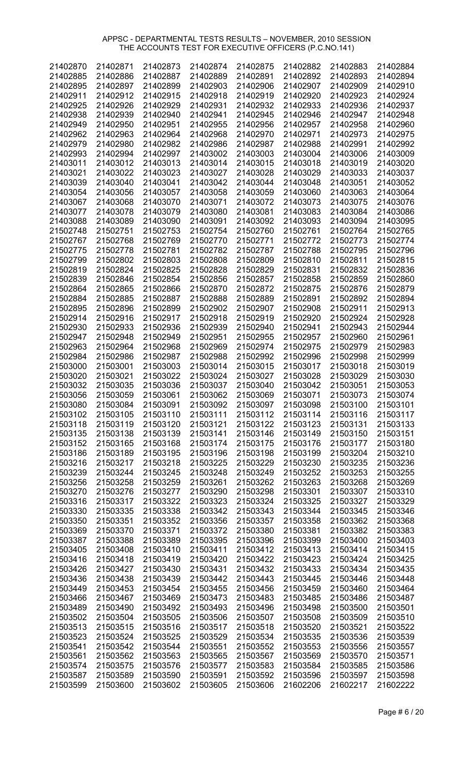APPSC - DEPARTMENTAL TESTS RESULTS – NOVEMBER, 2010 SESSION
THE ACCOUNTS TEST FOR EXECUTIVE OFFICERS (P.C.NO.141)

| | | | | | | | |
|---|---|---|---|---|---|---|---|
| 21402870 | 21402871 | 21402873 | 21402874 | 21402875 | 21402882 | 21402883 | 21402884 |
| 21402885 | 21402886 | 21402887 | 21402889 | 21402891 | 21402892 | 21402893 | 21402894 |
| 21402895 | 21402897 | 21402899 | 21402903 | 21402906 | 21402907 | 21402909 | 21402910 |
| 21402911 | 21402912 | 21402915 | 21402918 | 21402919 | 21402920 | 21402923 | 21402924 |
| 21402925 | 21402926 | 21402929 | 21402931 | 21402932 | 21402933 | 21402936 | 21402937 |
| 21402938 | 21402939 | 21402940 | 21402941 | 21402945 | 21402946 | 21402947 | 21402948 |
| 21402949 | 21402950 | 21402951 | 21402955 | 21402956 | 21402957 | 21402958 | 21402960 |
| 21402962 | 21402963 | 21402964 | 21402968 | 21402970 | 21402971 | 21402973 | 21402975 |
| 21402979 | 21402980 | 21402982 | 21402986 | 21402987 | 21402988 | 21402991 | 21402992 |
| 21402993 | 21402994 | 21402997 | 21403002 | 21403003 | 21403004 | 21403006 | 21403009 |
| 21403011 | 21403012 | 21403013 | 21403014 | 21403015 | 21403018 | 21403019 | 21403020 |
| 21403021 | 21403022 | 21403023 | 21403027 | 21403028 | 21403029 | 21403033 | 21403037 |
| 21403039 | 21403040 | 21403041 | 21403042 | 21403044 | 21403048 | 21403051 | 21403052 |
| 21403054 | 21403056 | 21403057 | 21403058 | 21403059 | 21403060 | 21403063 | 21403064 |
| 21403067 | 21403068 | 21403070 | 21403071 | 21403072 | 21403073 | 21403075 | 21403076 |
| 21403077 | 21403078 | 21403079 | 21403080 | 21403081 | 21403083 | 21403084 | 21403086 |
| 21403088 | 21403089 | 21403090 | 21403091 | 21403092 | 21403093 | 21403094 | 21403095 |
| 21502748 | 21502751 | 21502753 | 21502754 | 21502760 | 21502761 | 21502764 | 21502765 |
| 21502767 | 21502768 | 21502769 | 21502770 | 21502771 | 21502772 | 21502773 | 21502774 |
| 21502775 | 21502778 | 21502781 | 21502782 | 21502787 | 21502788 | 21502795 | 21502796 |
| 21502799 | 21502802 | 21502803 | 21502808 | 21502809 | 21502810 | 21502811 | 21502815 |
| 21502819 | 21502824 | 21502825 | 21502828 | 21502829 | 21502831 | 21502832 | 21502836 |
| 21502839 | 21502846 | 21502854 | 21502856 | 21502857 | 21502858 | 21502859 | 21502860 |
| 21502864 | 21502865 | 21502866 | 21502870 | 21502872 | 21502875 | 21502876 | 21502879 |
| 21502884 | 21502885 | 21502887 | 21502888 | 21502889 | 21502891 | 21502892 | 21502894 |
| 21502895 | 21502896 | 21502899 | 21502902 | 21502907 | 21502908 | 21502911 | 21502913 |
| 21502914 | 21502916 | 21502917 | 21502918 | 21502919 | 21502920 | 21502924 | 21502928 |
| 21502930 | 21502933 | 21502936 | 21502939 | 21502940 | 21502941 | 21502943 | 21502944 |
| 21502947 | 21502948 | 21502949 | 21502951 | 21502955 | 21502957 | 21502960 | 21502961 |
| 21502963 | 21502964 | 21502968 | 21502969 | 21502974 | 21502975 | 21502979 | 21502983 |
| 21502984 | 21502986 | 21502987 | 21502988 | 21502992 | 21502996 | 21502998 | 21502999 |
| 21503000 | 21503001 | 21503003 | 21503014 | 21503015 | 21503017 | 21503018 | 21503019 |
| 21503020 | 21503021 | 21503022 | 21503024 | 21503027 | 21503028 | 21503029 | 21503030 |
| 21503032 | 21503035 | 21503036 | 21503037 | 21503040 | 21503042 | 21503051 | 21503053 |
| 21503056 | 21503059 | 21503061 | 21503062 | 21503069 | 21503071 | 21503073 | 21503074 |
| 21503080 | 21503084 | 21503091 | 21503092 | 21503097 | 21503098 | 21503100 | 21503101 |
| 21503102 | 21503105 | 21503110 | 21503111 | 21503112 | 21503114 | 21503116 | 21503117 |
| 21503118 | 21503119 | 21503120 | 21503121 | 21503122 | 21503123 | 21503131 | 21503133 |
| 21503135 | 21503138 | 21503139 | 21503141 | 21503146 | 21503149 | 21503150 | 21503151 |
| 21503152 | 21503165 | 21503168 | 21503174 | 21503175 | 21503176 | 21503177 | 21503180 |
| 21503186 | 21503189 | 21503195 | 21503196 | 21503198 | 21503199 | 21503204 | 21503210 |
| 21503216 | 21503217 | 21503218 | 21503225 | 21503229 | 21503230 | 21503235 | 21503236 |
| 21503239 | 21503244 | 21503245 | 21503248 | 21503249 | 21503252 | 21503253 | 21503255 |
| 21503256 | 21503258 | 21503259 | 21503261 | 21503262 | 21503263 | 21503268 | 21503269 |
| 21503270 | 21503276 | 21503277 | 21503290 | 21503298 | 21503301 | 21503307 | 21503310 |
| 21503316 | 21503317 | 21503322 | 21503323 | 21503324 | 21503325 | 21503327 | 21503329 |
| 21503330 | 21503335 | 21503338 | 21503342 | 21503343 | 21503344 | 21503345 | 21503346 |
| 21503350 | 21503351 | 21503352 | 21503356 | 21503357 | 21503358 | 21503362 | 21503368 |
| 21503369 | 21503370 | 21503371 | 21503372 | 21503380 | 21503381 | 21503382 | 21503383 |
| 21503387 | 21503388 | 21503389 | 21503395 | 21503396 | 21503399 | 21503400 | 21503403 |
| 21503405 | 21503408 | 21503410 | 21503411 | 21503412 | 21503413 | 21503414 | 21503415 |
| 21503416 | 21503418 | 21503419 | 21503420 | 21503422 | 21503423 | 21503424 | 21503425 |
| 21503426 | 21503427 | 21503430 | 21503431 | 21503432 | 21503433 | 21503434 | 21503435 |
| 21503436 | 21503438 | 21503439 | 21503442 | 21503443 | 21503445 | 21503446 | 21503448 |
| 21503449 | 21503453 | 21503454 | 21503455 | 21503456 | 21503459 | 21503460 | 21503464 |
| 21503466 | 21503467 | 21503469 | 21503473 | 21503483 | 21503485 | 21503486 | 21503487 |
| 21503489 | 21503490 | 21503492 | 21503493 | 21503496 | 21503498 | 21503500 | 21503501 |
| 21503502 | 21503504 | 21503505 | 21503506 | 21503507 | 21503508 | 21503509 | 21503510 |
| 21503513 | 21503515 | 21503516 | 21503517 | 21503518 | 21503520 | 21503521 | 21503522 |
| 21503523 | 21503524 | 21503525 | 21503529 | 21503534 | 21503535 | 21503536 | 21503539 |
| 21503541 | 21503542 | 21503544 | 21503551 | 21503552 | 21503553 | 21503556 | 21503557 |
| 21503561 | 21503562 | 21503563 | 21503565 | 21503567 | 21503569 | 21503570 | 21503571 |
| 21503574 | 21503575 | 21503576 | 21503577 | 21503583 | 21503584 | 21503585 | 21503586 |
| 21503587 | 21503589 | 21503590 | 21503591 | 21503592 | 21503596 | 21503597 | 21503598 |
| 21503599 | 21503600 | 21503602 | 21503605 | 21503606 | 21602206 | 21602217 | 21602222 |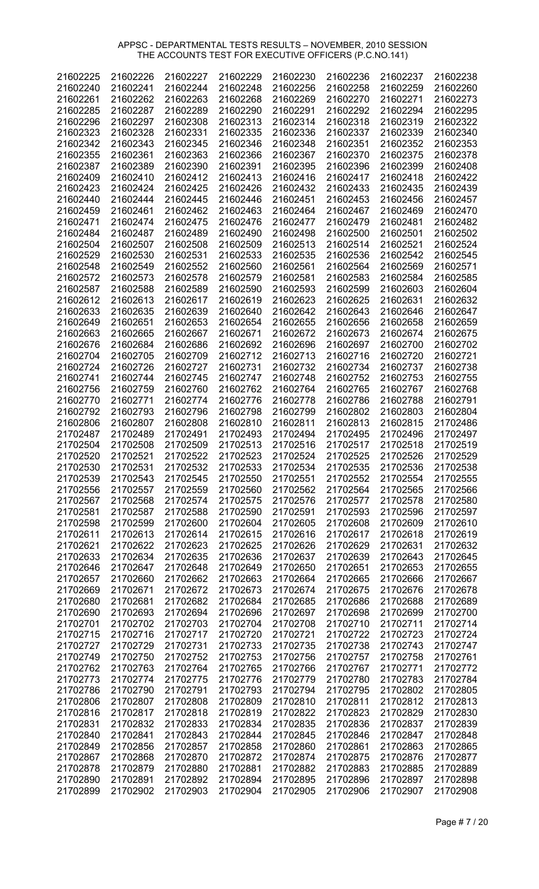APPSC - DEPARTMENTAL TESTS RESULTS – NOVEMBER, 2010 SESSION
THE ACCOUNTS TEST FOR EXECUTIVE OFFICERS (P.C.NO.141)

| | | | | | | | |
|---|---|---|---|---|---|---|---|
| 21602225 | 21602226 | 21602227 | 21602229 | 21602230 | 21602236 | 21602237 | 21602238 |
| 21602240 | 21602241 | 21602244 | 21602248 | 21602256 | 21602258 | 21602259 | 21602260 |
| 21602261 | 21602262 | 21602263 | 21602268 | 21602269 | 21602270 | 21602271 | 21602273 |
| 21602285 | 21602287 | 21602289 | 21602290 | 21602291 | 21602292 | 21602294 | 21602295 |
| 21602296 | 21602297 | 21602308 | 21602313 | 21602314 | 21602318 | 21602319 | 21602322 |
| 21602323 | 21602328 | 21602331 | 21602335 | 21602336 | 21602337 | 21602339 | 21602340 |
| 21602342 | 21602343 | 21602345 | 21602346 | 21602348 | 21602351 | 21602352 | 21602353 |
| 21602355 | 21602361 | 21602363 | 21602366 | 21602367 | 21602370 | 21602375 | 21602378 |
| 21602387 | 21602389 | 21602390 | 21602391 | 21602395 | 21602396 | 21602399 | 21602408 |
| 21602409 | 21602410 | 21602412 | 21602413 | 21602416 | 21602417 | 21602418 | 21602422 |
| 21602423 | 21602424 | 21602425 | 21602426 | 21602432 | 21602433 | 21602435 | 21602439 |
| 21602440 | 21602444 | 21602445 | 21602446 | 21602451 | 21602453 | 21602456 | 21602457 |
| 21602459 | 21602461 | 21602462 | 21602463 | 21602464 | 21602467 | 21602469 | 21602470 |
| 21602471 | 21602474 | 21602475 | 21602476 | 21602477 | 21602479 | 21602481 | 21602482 |
| 21602484 | 21602487 | 21602489 | 21602490 | 21602498 | 21602500 | 21602501 | 21602502 |
| 21602504 | 21602507 | 21602508 | 21602509 | 21602513 | 21602514 | 21602521 | 21602524 |
| 21602529 | 21602530 | 21602531 | 21602533 | 21602535 | 21602536 | 21602542 | 21602545 |
| 21602548 | 21602549 | 21602552 | 21602560 | 21602561 | 21602564 | 21602569 | 21602571 |
| 21602572 | 21602573 | 21602578 | 21602579 | 21602581 | 21602583 | 21602584 | 21602585 |
| 21602587 | 21602588 | 21602589 | 21602590 | 21602593 | 21602599 | 21602603 | 21602604 |
| 21602612 | 21602613 | 21602617 | 21602619 | 21602623 | 21602625 | 21602631 | 21602632 |
| 21602633 | 21602635 | 21602639 | 21602640 | 21602642 | 21602643 | 21602646 | 21602647 |
| 21602649 | 21602651 | 21602653 | 21602654 | 21602655 | 21602656 | 21602658 | 21602659 |
| 21602663 | 21602665 | 21602667 | 21602671 | 21602672 | 21602673 | 21602674 | 21602675 |
| 21602676 | 21602684 | 21602686 | 21602692 | 21602696 | 21602697 | 21602700 | 21602702 |
| 21602704 | 21602705 | 21602709 | 21602712 | 21602713 | 21602716 | 21602720 | 21602721 |
| 21602724 | 21602726 | 21602727 | 21602731 | 21602732 | 21602734 | 21602737 | 21602738 |
| 21602741 | 21602744 | 21602745 | 21602747 | 21602748 | 21602752 | 21602753 | 21602755 |
| 21602756 | 21602759 | 21602760 | 21602762 | 21602764 | 21602765 | 21602767 | 21602768 |
| 21602770 | 21602771 | 21602774 | 21602776 | 21602778 | 21602786 | 21602788 | 21602791 |
| 21602792 | 21602793 | 21602796 | 21602798 | 21602799 | 21602802 | 21602803 | 21602804 |
| 21602806 | 21602807 | 21602808 | 21602810 | 21602811 | 21602813 | 21602815 | 21702486 |
| 21702487 | 21702489 | 21702491 | 21702493 | 21702494 | 21702495 | 21702496 | 21702497 |
| 21702504 | 21702508 | 21702509 | 21702513 | 21702516 | 21702517 | 21702518 | 21702519 |
| 21702520 | 21702521 | 21702522 | 21702523 | 21702524 | 21702525 | 21702526 | 21702529 |
| 21702530 | 21702531 | 21702532 | 21702533 | 21702534 | 21702535 | 21702536 | 21702538 |
| 21702539 | 21702543 | 21702545 | 21702550 | 21702551 | 21702552 | 21702554 | 21702555 |
| 21702556 | 21702557 | 21702559 | 21702560 | 21702562 | 21702564 | 21702565 | 21702566 |
| 21702567 | 21702568 | 21702574 | 21702575 | 21702576 | 21702577 | 21702578 | 21702580 |
| 21702581 | 21702587 | 21702588 | 21702590 | 21702591 | 21702593 | 21702596 | 21702597 |
| 21702598 | 21702599 | 21702600 | 21702604 | 21702605 | 21702608 | 21702609 | 21702610 |
| 21702611 | 21702613 | 21702614 | 21702615 | 21702616 | 21702617 | 21702618 | 21702619 |
| 21702621 | 21702622 | 21702623 | 21702625 | 21702626 | 21702629 | 21702631 | 21702632 |
| 21702633 | 21702634 | 21702635 | 21702636 | 21702637 | 21702639 | 21702643 | 21702645 |
| 21702646 | 21702647 | 21702648 | 21702649 | 21702650 | 21702651 | 21702653 | 21702655 |
| 21702657 | 21702660 | 21702662 | 21702663 | 21702664 | 21702665 | 21702666 | 21702667 |
| 21702669 | 21702671 | 21702672 | 21702673 | 21702674 | 21702675 | 21702676 | 21702678 |
| 21702680 | 21702681 | 21702682 | 21702684 | 21702685 | 21702686 | 21702688 | 21702689 |
| 21702690 | 21702693 | 21702694 | 21702696 | 21702697 | 21702698 | 21702699 | 21702700 |
| 21702701 | 21702702 | 21702703 | 21702704 | 21702708 | 21702710 | 21702711 | 21702714 |
| 21702715 | 21702716 | 21702717 | 21702720 | 21702721 | 21702722 | 21702723 | 21702724 |
| 21702727 | 21702729 | 21702731 | 21702733 | 21702735 | 21702738 | 21702743 | 21702747 |
| 21702749 | 21702750 | 21702752 | 21702753 | 21702756 | 21702757 | 21702758 | 21702761 |
| 21702762 | 21702763 | 21702764 | 21702765 | 21702766 | 21702767 | 21702771 | 21702772 |
| 21702773 | 21702774 | 21702775 | 21702776 | 21702779 | 21702780 | 21702783 | 21702784 |
| 21702786 | 21702790 | 21702791 | 21702793 | 21702794 | 21702795 | 21702802 | 21702805 |
| 21702806 | 21702807 | 21702808 | 21702809 | 21702810 | 21702811 | 21702812 | 21702813 |
| 21702816 | 21702817 | 21702818 | 21702819 | 21702822 | 21702823 | 21702829 | 21702830 |
| 21702831 | 21702832 | 21702833 | 21702834 | 21702835 | 21702836 | 21702837 | 21702839 |
| 21702840 | 21702841 | 21702843 | 21702844 | 21702845 | 21702846 | 21702847 | 21702848 |
| 21702849 | 21702856 | 21702857 | 21702858 | 21702860 | 21702861 | 21702863 | 21702865 |
| 21702867 | 21702868 | 21702870 | 21702872 | 21702874 | 21702875 | 21702876 | 21702877 |
| 21702878 | 21702879 | 21702880 | 21702881 | 21702882 | 21702883 | 21702885 | 21702889 |
| 21702890 | 21702891 | 21702892 | 21702894 | 21702895 | 21702896 | 21702897 | 21702898 |
| 21702899 | 21702902 | 21702903 | 21702904 | 21702905 | 21702906 | 21702907 | 21702908 |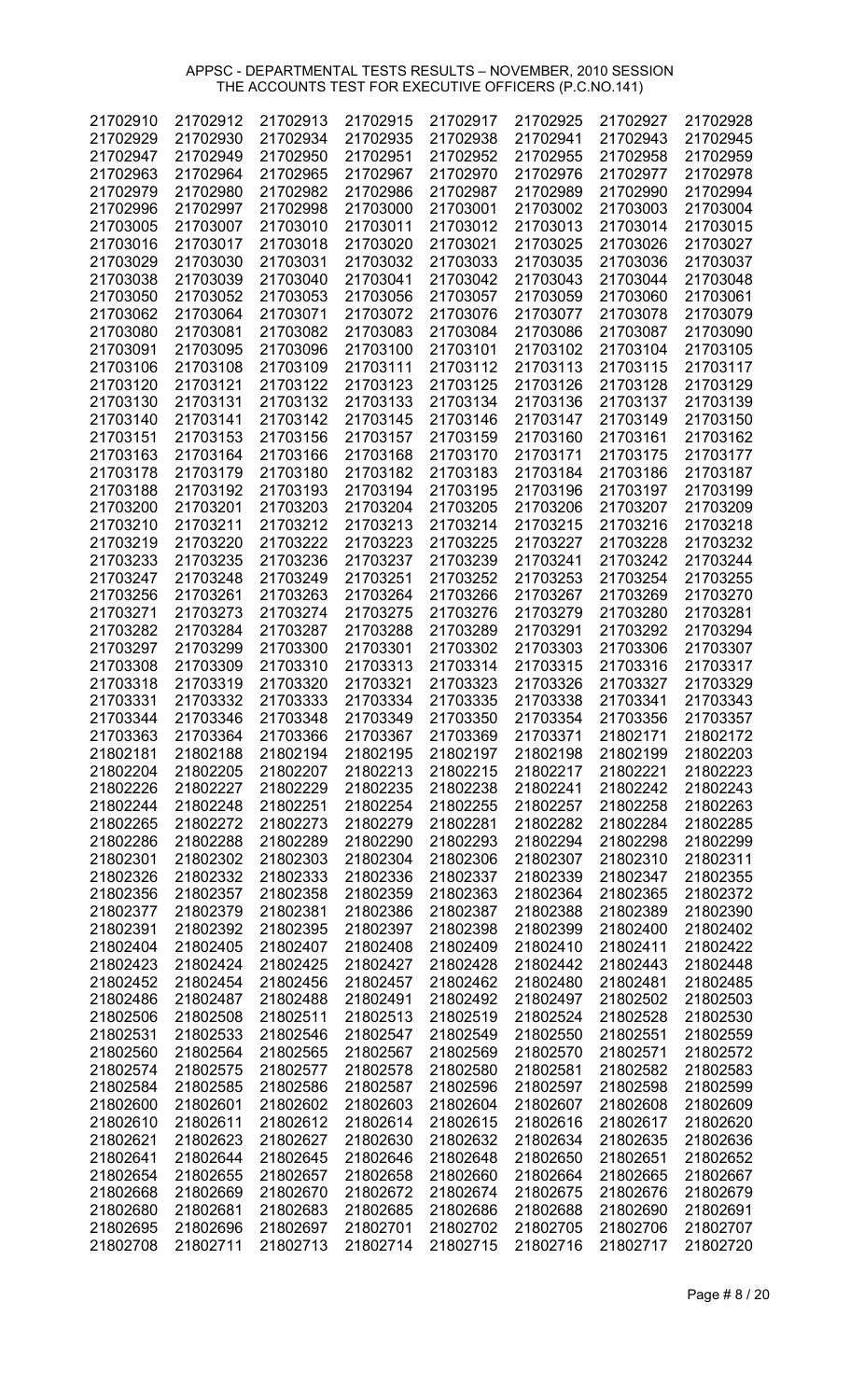APPSC - DEPARTMENTAL TESTS RESULTS – NOVEMBER, 2010 SESSION
THE ACCOUNTS TEST FOR EXECUTIVE OFFICERS (P.C.NO.141)

| | | | | | | | |
|---|---|---|---|---|---|---|---|
| 21702910 | 21702912 | 21702913 | 21702915 | 21702917 | 21702925 | 21702927 | 21702928 |
| 21702929 | 21702930 | 21702934 | 21702935 | 21702938 | 21702941 | 21702943 | 21702945 |
| 21702947 | 21702949 | 21702950 | 21702951 | 21702952 | 21702955 | 21702958 | 21702959 |
| 21702963 | 21702964 | 21702965 | 21702967 | 21702970 | 21702976 | 21702977 | 21702978 |
| 21702979 | 21702980 | 21702982 | 21702986 | 21702987 | 21702989 | 21702990 | 21702994 |
| 21702996 | 21702997 | 21702998 | 21703000 | 21703001 | 21703002 | 21703003 | 21703004 |
| 21703005 | 21703007 | 21703010 | 21703011 | 21703012 | 21703013 | 21703014 | 21703015 |
| 21703016 | 21703017 | 21703018 | 21703020 | 21703021 | 21703025 | 21703026 | 21703027 |
| 21703029 | 21703030 | 21703031 | 21703032 | 21703033 | 21703035 | 21703036 | 21703037 |
| 21703038 | 21703039 | 21703040 | 21703041 | 21703042 | 21703043 | 21703044 | 21703048 |
| 21703050 | 21703052 | 21703053 | 21703056 | 21703057 | 21703059 | 21703060 | 21703061 |
| 21703062 | 21703064 | 21703071 | 21703072 | 21703076 | 21703077 | 21703078 | 21703079 |
| 21703080 | 21703081 | 21703082 | 21703083 | 21703084 | 21703086 | 21703087 | 21703090 |
| 21703091 | 21703095 | 21703096 | 21703100 | 21703101 | 21703102 | 21703104 | 21703105 |
| 21703106 | 21703108 | 21703109 | 21703111 | 21703112 | 21703113 | 21703115 | 21703117 |
| 21703120 | 21703121 | 21703122 | 21703123 | 21703125 | 21703126 | 21703128 | 21703129 |
| 21703130 | 21703131 | 21703132 | 21703133 | 21703134 | 21703136 | 21703137 | 21703139 |
| 21703140 | 21703141 | 21703142 | 21703145 | 21703146 | 21703147 | 21703149 | 21703150 |
| 21703151 | 21703153 | 21703156 | 21703157 | 21703159 | 21703160 | 21703161 | 21703162 |
| 21703163 | 21703164 | 21703166 | 21703168 | 21703170 | 21703171 | 21703175 | 21703177 |
| 21703178 | 21703179 | 21703180 | 21703182 | 21703183 | 21703184 | 21703186 | 21703187 |
| 21703188 | 21703192 | 21703193 | 21703194 | 21703195 | 21703196 | 21703197 | 21703199 |
| 21703200 | 21703201 | 21703203 | 21703204 | 21703205 | 21703206 | 21703207 | 21703209 |
| 21703210 | 21703211 | 21703212 | 21703213 | 21703214 | 21703215 | 21703216 | 21703218 |
| 21703219 | 21703220 | 21703222 | 21703223 | 21703225 | 21703227 | 21703228 | 21703232 |
| 21703233 | 21703235 | 21703236 | 21703237 | 21703239 | 21703241 | 21703242 | 21703244 |
| 21703247 | 21703248 | 21703249 | 21703251 | 21703252 | 21703253 | 21703254 | 21703255 |
| 21703256 | 21703261 | 21703263 | 21703264 | 21703266 | 21703267 | 21703269 | 21703270 |
| 21703271 | 21703273 | 21703274 | 21703275 | 21703276 | 21703279 | 21703280 | 21703281 |
| 21703282 | 21703284 | 21703287 | 21703288 | 21703289 | 21703291 | 21703292 | 21703294 |
| 21703297 | 21703299 | 21703300 | 21703301 | 21703302 | 21703303 | 21703306 | 21703307 |
| 21703308 | 21703309 | 21703310 | 21703313 | 21703314 | 21703315 | 21703316 | 21703317 |
| 21703318 | 21703319 | 21703320 | 21703321 | 21703323 | 21703326 | 21703327 | 21703329 |
| 21703331 | 21703332 | 21703333 | 21703334 | 21703335 | 21703338 | 21703341 | 21703343 |
| 21703344 | 21703346 | 21703348 | 21703349 | 21703350 | 21703354 | 21703356 | 21703357 |
| 21703363 | 21703364 | 21703366 | 21703367 | 21703369 | 21703371 | 21802171 | 21802172 |
| 21802181 | 21802188 | 21802194 | 21802195 | 21802197 | 21802198 | 21802199 | 21802203 |
| 21802204 | 21802205 | 21802207 | 21802213 | 21802215 | 21802217 | 21802221 | 21802223 |
| 21802226 | 21802227 | 21802229 | 21802235 | 21802238 | 21802241 | 21802242 | 21802243 |
| 21802244 | 21802248 | 21802251 | 21802254 | 21802255 | 21802257 | 21802258 | 21802263 |
| 21802265 | 21802272 | 21802273 | 21802279 | 21802281 | 21802282 | 21802284 | 21802285 |
| 21802286 | 21802288 | 21802289 | 21802290 | 21802293 | 21802294 | 21802298 | 21802299 |
| 21802301 | 21802302 | 21802303 | 21802304 | 21802306 | 21802307 | 21802310 | 21802311 |
| 21802326 | 21802332 | 21802333 | 21802336 | 21802337 | 21802339 | 21802347 | 21802355 |
| 21802356 | 21802357 | 21802358 | 21802359 | 21802363 | 21802364 | 21802365 | 21802372 |
| 21802377 | 21802379 | 21802381 | 21802386 | 21802387 | 21802388 | 21802389 | 21802390 |
| 21802391 | 21802392 | 21802395 | 21802397 | 21802398 | 21802399 | 21802400 | 21802402 |
| 21802404 | 21802405 | 21802407 | 21802408 | 21802409 | 21802410 | 21802411 | 21802422 |
| 21802423 | 21802424 | 21802425 | 21802427 | 21802428 | 21802442 | 21802443 | 21802448 |
| 21802452 | 21802454 | 21802456 | 21802457 | 21802462 | 21802480 | 21802481 | 21802485 |
| 21802486 | 21802487 | 21802488 | 21802491 | 21802492 | 21802497 | 21802502 | 21802503 |
| 21802506 | 21802508 | 21802511 | 21802513 | 21802519 | 21802524 | 21802528 | 21802530 |
| 21802531 | 21802533 | 21802546 | 21802547 | 21802549 | 21802550 | 21802551 | 21802559 |
| 21802560 | 21802564 | 21802565 | 21802567 | 21802569 | 21802570 | 21802571 | 21802572 |
| 21802574 | 21802575 | 21802577 | 21802578 | 21802580 | 21802581 | 21802582 | 21802583 |
| 21802584 | 21802585 | 21802586 | 21802587 | 21802596 | 21802597 | 21802598 | 21802599 |
| 21802600 | 21802601 | 21802602 | 21802603 | 21802604 | 21802607 | 21802608 | 21802609 |
| 21802610 | 21802611 | 21802612 | 21802614 | 21802615 | 21802616 | 21802617 | 21802620 |
| 21802621 | 21802623 | 21802627 | 21802630 | 21802632 | 21802634 | 21802635 | 21802636 |
| 21802641 | 21802644 | 21802645 | 21802646 | 21802648 | 21802650 | 21802651 | 21802652 |
| 21802654 | 21802655 | 21802657 | 21802658 | 21802660 | 21802664 | 21802665 | 21802667 |
| 21802668 | 21802669 | 21802670 | 21802672 | 21802674 | 21802675 | 21802676 | 21802679 |
| 21802680 | 21802681 | 21802683 | 21802685 | 21802686 | 21802688 | 21802690 | 21802691 |
| 21802695 | 21802696 | 21802697 | 21802701 | 21802702 | 21802705 | 21802706 | 21802707 |
| 21802708 | 21802711 | 21802713 | 21802714 | 21802715 | 21802716 | 21802717 | 21802720 |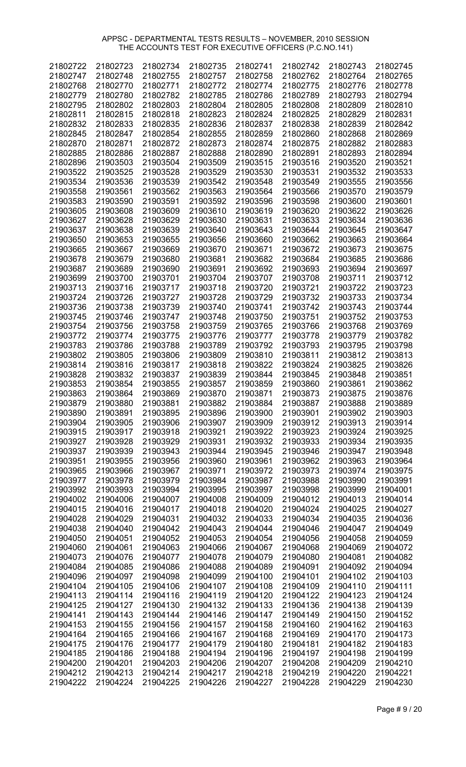APPSC - DEPARTMENTAL TESTS RESULTS – NOVEMBER, 2010 SESSION
THE ACCOUNTS TEST FOR EXECUTIVE OFFICERS (P.C.NO.141)

| | | | | | | | |
|---|---|---|---|---|---|---|---|
| 21802722 | 21802723 | 21802734 | 21802735 | 21802741 | 21802742 | 21802743 | 21802745 |
| 21802747 | 21802748 | 21802755 | 21802757 | 21802758 | 21802762 | 21802764 | 21802765 |
| 21802768 | 21802770 | 21802771 | 21802772 | 21802774 | 21802775 | 21802776 | 21802778 |
| 21802779 | 21802780 | 21802782 | 21802785 | 21802786 | 21802789 | 21802793 | 21802794 |
| 21802795 | 21802802 | 21802803 | 21802804 | 21802805 | 21802808 | 21802809 | 21802810 |
| 21802811 | 21802815 | 21802818 | 21802823 | 21802824 | 21802825 | 21802829 | 21802831 |
| 21802832 | 21802833 | 21802835 | 21802836 | 21802837 | 21802838 | 21802839 | 21802842 |
| 21802845 | 21802847 | 21802854 | 21802855 | 21802859 | 21802860 | 21802868 | 21802869 |
| 21802870 | 21802871 | 21802872 | 21802873 | 21802874 | 21802875 | 21802882 | 21802883 |
| 21802885 | 21802886 | 21802887 | 21802888 | 21802890 | 21802891 | 21802893 | 21802894 |
| 21802896 | 21903503 | 21903504 | 21903509 | 21903515 | 21903516 | 21903520 | 21903521 |
| 21903522 | 21903525 | 21903528 | 21903529 | 21903530 | 21903531 | 21903532 | 21903533 |
| 21903534 | 21903536 | 21903539 | 21903542 | 21903548 | 21903549 | 21903555 | 21903556 |
| 21903558 | 21903561 | 21903562 | 21903563 | 21903564 | 21903566 | 21903570 | 21903579 |
| 21903583 | 21903590 | 21903591 | 21903592 | 21903596 | 21903598 | 21903600 | 21903601 |
| 21903605 | 21903608 | 21903609 | 21903610 | 21903619 | 21903620 | 21903622 | 21903626 |
| 21903627 | 21903628 | 21903629 | 21903630 | 21903631 | 21903633 | 21903634 | 21903636 |
| 21903637 | 21903638 | 21903639 | 21903640 | 21903643 | 21903644 | 21903645 | 21903647 |
| 21903650 | 21903653 | 21903655 | 21903656 | 21903660 | 21903662 | 21903663 | 21903664 |
| 21903665 | 21903667 | 21903669 | 21903670 | 21903671 | 21903672 | 21903673 | 21903675 |
| 21903678 | 21903679 | 21903680 | 21903681 | 21903682 | 21903684 | 21903685 | 21903686 |
| 21903687 | 21903689 | 21903690 | 21903691 | 21903692 | 21903693 | 21903694 | 21903697 |
| 21903699 | 21903700 | 21903701 | 21903704 | 21903707 | 21903708 | 21903711 | 21903712 |
| 21903713 | 21903716 | 21903717 | 21903718 | 21903720 | 21903721 | 21903722 | 21903723 |
| 21903724 | 21903726 | 21903727 | 21903728 | 21903729 | 21903732 | 21903733 | 21903734 |
| 21903736 | 21903738 | 21903739 | 21903740 | 21903741 | 21903742 | 21903743 | 21903744 |
| 21903745 | 21903746 | 21903747 | 21903748 | 21903750 | 21903751 | 21903752 | 21903753 |
| 21903754 | 21903756 | 21903758 | 21903759 | 21903765 | 21903766 | 21903768 | 21903769 |
| 21903772 | 21903774 | 21903775 | 21903776 | 21903777 | 21903778 | 21903779 | 21903782 |
| 21903783 | 21903786 | 21903788 | 21903789 | 21903792 | 21903793 | 21903795 | 21903798 |
| 21903802 | 21903805 | 21903806 | 21903809 | 21903810 | 21903811 | 21903812 | 21903813 |
| 21903814 | 21903816 | 21903817 | 21903818 | 21903822 | 21903824 | 21903825 | 21903826 |
| 21903828 | 21903832 | 21903837 | 21903839 | 21903844 | 21903845 | 21903848 | 21903851 |
| 21903853 | 21903854 | 21903855 | 21903857 | 21903859 | 21903860 | 21903861 | 21903862 |
| 21903863 | 21903864 | 21903869 | 21903870 | 21903871 | 21903873 | 21903875 | 21903876 |
| 21903879 | 21903880 | 21903881 | 21903882 | 21903884 | 21903887 | 21903888 | 21903889 |
| 21903890 | 21903891 | 21903895 | 21903896 | 21903900 | 21903901 | 21903902 | 21903903 |
| 21903904 | 21903905 | 21903906 | 21903907 | 21903909 | 21903912 | 21903913 | 21903914 |
| 21903915 | 21903917 | 21903918 | 21903921 | 21903922 | 21903923 | 21903924 | 21903925 |
| 21903927 | 21903928 | 21903929 | 21903931 | 21903932 | 21903933 | 21903934 | 21903935 |
| 21903937 | 21903939 | 21903943 | 21903944 | 21903945 | 21903946 | 21903947 | 21903948 |
| 21903951 | 21903955 | 21903956 | 21903960 | 21903961 | 21903962 | 21903963 | 21903964 |
| 21903965 | 21903966 | 21903967 | 21903971 | 21903972 | 21903973 | 21903974 | 21903975 |
| 21903977 | 21903978 | 21903979 | 21903984 | 21903987 | 21903988 | 21903990 | 21903991 |
| 21903992 | 21903993 | 21903994 | 21903995 | 21903997 | 21903998 | 21903999 | 21904001 |
| 21904002 | 21904006 | 21904007 | 21904008 | 21904009 | 21904012 | 21904013 | 21904014 |
| 21904015 | 21904016 | 21904017 | 21904018 | 21904020 | 21904024 | 21904025 | 21904027 |
| 21904028 | 21904029 | 21904031 | 21904032 | 21904033 | 21904034 | 21904035 | 21904036 |
| 21904038 | 21904040 | 21904042 | 21904043 | 21904044 | 21904046 | 21904047 | 21904049 |
| 21904050 | 21904051 | 21904052 | 21904053 | 21904054 | 21904056 | 21904058 | 21904059 |
| 21904060 | 21904061 | 21904063 | 21904066 | 21904067 | 21904068 | 21904069 | 21904072 |
| 21904073 | 21904076 | 21904077 | 21904078 | 21904079 | 21904080 | 21904081 | 21904082 |
| 21904084 | 21904085 | 21904086 | 21904088 | 21904089 | 21904091 | 21904092 | 21904094 |
| 21904096 | 21904097 | 21904098 | 21904099 | 21904100 | 21904101 | 21904102 | 21904103 |
| 21904104 | 21904105 | 21904106 | 21904107 | 21904108 | 21904109 | 21904110 | 21904111 |
| 21904113 | 21904114 | 21904116 | 21904119 | 21904120 | 21904122 | 21904123 | 21904124 |
| 21904125 | 21904127 | 21904130 | 21904132 | 21904133 | 21904136 | 21904138 | 21904139 |
| 21904141 | 21904143 | 21904144 | 21904146 | 21904147 | 21904149 | 21904150 | 21904152 |
| 21904153 | 21904155 | 21904156 | 21904157 | 21904158 | 21904160 | 21904162 | 21904163 |
| 21904164 | 21904165 | 21904166 | 21904167 | 21904168 | 21904169 | 21904170 | 21904173 |
| 21904175 | 21904176 | 21904177 | 21904179 | 21904180 | 21904181 | 21904182 | 21904183 |
| 21904185 | 21904186 | 21904188 | 21904194 | 21904196 | 21904197 | 21904198 | 21904199 |
| 21904200 | 21904201 | 21904203 | 21904206 | 21904207 | 21904208 | 21904209 | 21904210 |
| 21904212 | 21904213 | 21904214 | 21904217 | 21904218 | 21904219 | 21904220 | 21904221 |
| 21904222 | 21904224 | 21904225 | 21904226 | 21904227 | 21904228 | 21904229 | 21904230 |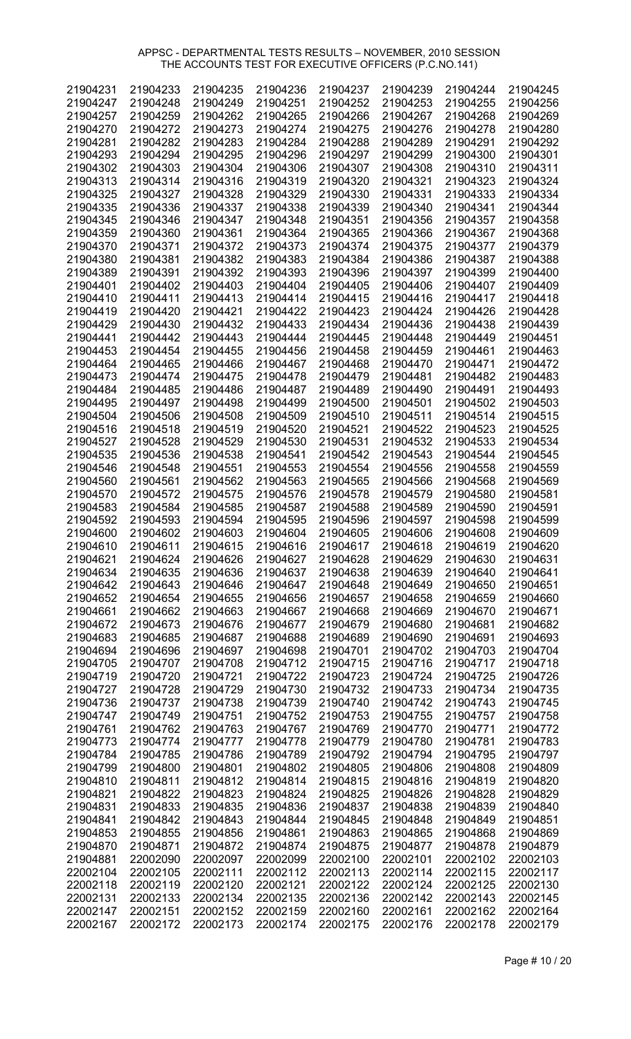APPSC - DEPARTMENTAL TESTS RESULTS – NOVEMBER, 2010 SESSION
THE ACCOUNTS TEST FOR EXECUTIVE OFFICERS (P.C.NO.141)

| | | | | | | | |
|---|---|---|---|---|---|---|---|
| 21904231 | 21904233 | 21904235 | 21904236 | 21904237 | 21904239 | 21904244 | 21904245 |
| 21904247 | 21904248 | 21904249 | 21904251 | 21904252 | 21904253 | 21904255 | 21904256 |
| 21904257 | 21904259 | 21904262 | 21904265 | 21904266 | 21904267 | 21904268 | 21904269 |
| 21904270 | 21904272 | 21904273 | 21904274 | 21904275 | 21904276 | 21904278 | 21904280 |
| 21904281 | 21904282 | 21904283 | 21904284 | 21904288 | 21904289 | 21904291 | 21904292 |
| 21904293 | 21904294 | 21904295 | 21904296 | 21904297 | 21904299 | 21904300 | 21904301 |
| 21904302 | 21904303 | 21904304 | 21904306 | 21904307 | 21904308 | 21904310 | 21904311 |
| 21904313 | 21904314 | 21904316 | 21904319 | 21904320 | 21904321 | 21904323 | 21904324 |
| 21904325 | 21904327 | 21904328 | 21904329 | 21904330 | 21904331 | 21904333 | 21904334 |
| 21904335 | 21904336 | 21904337 | 21904338 | 21904339 | 21904340 | 21904341 | 21904344 |
| 21904345 | 21904346 | 21904347 | 21904348 | 21904351 | 21904356 | 21904357 | 21904358 |
| 21904359 | 21904360 | 21904361 | 21904364 | 21904365 | 21904366 | 21904367 | 21904368 |
| 21904370 | 21904371 | 21904372 | 21904373 | 21904374 | 21904375 | 21904377 | 21904379 |
| 21904380 | 21904381 | 21904382 | 21904383 | 21904384 | 21904386 | 21904387 | 21904388 |
| 21904389 | 21904391 | 21904392 | 21904393 | 21904396 | 21904397 | 21904399 | 21904400 |
| 21904401 | 21904402 | 21904403 | 21904404 | 21904405 | 21904406 | 21904407 | 21904409 |
| 21904410 | 21904411 | 21904413 | 21904414 | 21904415 | 21904416 | 21904417 | 21904418 |
| 21904419 | 21904420 | 21904421 | 21904422 | 21904423 | 21904424 | 21904426 | 21904428 |
| 21904429 | 21904430 | 21904432 | 21904433 | 21904434 | 21904436 | 21904438 | 21904439 |
| 21904441 | 21904442 | 21904443 | 21904444 | 21904445 | 21904448 | 21904449 | 21904451 |
| 21904453 | 21904454 | 21904455 | 21904456 | 21904458 | 21904459 | 21904461 | 21904463 |
| 21904464 | 21904465 | 21904466 | 21904467 | 21904468 | 21904470 | 21904471 | 21904472 |
| 21904473 | 21904474 | 21904475 | 21904478 | 21904479 | 21904481 | 21904482 | 21904483 |
| 21904484 | 21904485 | 21904486 | 21904487 | 21904489 | 21904490 | 21904491 | 21904493 |
| 21904495 | 21904497 | 21904498 | 21904499 | 21904500 | 21904501 | 21904502 | 21904503 |
| 21904504 | 21904506 | 21904508 | 21904509 | 21904510 | 21904511 | 21904514 | 21904515 |
| 21904516 | 21904518 | 21904519 | 21904520 | 21904521 | 21904522 | 21904523 | 21904525 |
| 21904527 | 21904528 | 21904529 | 21904530 | 21904531 | 21904532 | 21904533 | 21904534 |
| 21904535 | 21904536 | 21904538 | 21904541 | 21904542 | 21904543 | 21904544 | 21904545 |
| 21904546 | 21904548 | 21904551 | 21904553 | 21904554 | 21904556 | 21904558 | 21904559 |
| 21904560 | 21904561 | 21904562 | 21904563 | 21904565 | 21904566 | 21904568 | 21904569 |
| 21904570 | 21904572 | 21904575 | 21904576 | 21904578 | 21904579 | 21904580 | 21904581 |
| 21904583 | 21904584 | 21904585 | 21904587 | 21904588 | 21904589 | 21904590 | 21904591 |
| 21904592 | 21904593 | 21904594 | 21904595 | 21904596 | 21904597 | 21904598 | 21904599 |
| 21904600 | 21904602 | 21904603 | 21904604 | 21904605 | 21904606 | 21904608 | 21904609 |
| 21904610 | 21904611 | 21904615 | 21904616 | 21904617 | 21904618 | 21904619 | 21904620 |
| 21904621 | 21904624 | 21904626 | 21904627 | 21904628 | 21904629 | 21904630 | 21904631 |
| 21904634 | 21904635 | 21904636 | 21904637 | 21904638 | 21904639 | 21904640 | 21904641 |
| 21904642 | 21904643 | 21904646 | 21904647 | 21904648 | 21904649 | 21904650 | 21904651 |
| 21904652 | 21904654 | 21904655 | 21904656 | 21904657 | 21904658 | 21904659 | 21904660 |
| 21904661 | 21904662 | 21904663 | 21904667 | 21904668 | 21904669 | 21904670 | 21904671 |
| 21904672 | 21904673 | 21904676 | 21904677 | 21904679 | 21904680 | 21904681 | 21904682 |
| 21904683 | 21904685 | 21904687 | 21904688 | 21904689 | 21904690 | 21904691 | 21904693 |
| 21904694 | 21904696 | 21904697 | 21904698 | 21904701 | 21904702 | 21904703 | 21904704 |
| 21904705 | 21904707 | 21904708 | 21904712 | 21904715 | 21904716 | 21904717 | 21904718 |
| 21904719 | 21904720 | 21904721 | 21904722 | 21904723 | 21904724 | 21904725 | 21904726 |
| 21904727 | 21904728 | 21904729 | 21904730 | 21904732 | 21904733 | 21904734 | 21904735 |
| 21904736 | 21904737 | 21904738 | 21904739 | 21904740 | 21904742 | 21904743 | 21904745 |
| 21904747 | 21904749 | 21904751 | 21904752 | 21904753 | 21904755 | 21904757 | 21904758 |
| 21904761 | 21904762 | 21904763 | 21904767 | 21904769 | 21904770 | 21904771 | 21904772 |
| 21904773 | 21904774 | 21904777 | 21904778 | 21904779 | 21904780 | 21904781 | 21904783 |
| 21904784 | 21904785 | 21904786 | 21904789 | 21904792 | 21904794 | 21904795 | 21904797 |
| 21904799 | 21904800 | 21904801 | 21904802 | 21904805 | 21904806 | 21904808 | 21904809 |
| 21904810 | 21904811 | 21904812 | 21904814 | 21904815 | 21904816 | 21904819 | 21904820 |
| 21904821 | 21904822 | 21904823 | 21904824 | 21904825 | 21904826 | 21904828 | 21904829 |
| 21904831 | 21904833 | 21904835 | 21904836 | 21904837 | 21904838 | 21904839 | 21904840 |
| 21904841 | 21904842 | 21904843 | 21904844 | 21904845 | 21904848 | 21904849 | 21904851 |
| 21904853 | 21904855 | 21904856 | 21904861 | 21904863 | 21904865 | 21904868 | 21904869 |
| 21904870 | 21904871 | 21904872 | 21904874 | 21904875 | 21904877 | 21904878 | 21904879 |
| 21904881 | 22002090 | 22002097 | 22002099 | 22002100 | 22002101 | 22002102 | 22002103 |
| 22002104 | 22002105 | 22002111 | 22002112 | 22002113 | 22002114 | 22002115 | 22002117 |
| 22002118 | 22002119 | 22002120 | 22002121 | 22002122 | 22002124 | 22002125 | 22002130 |
| 22002131 | 22002133 | 22002134 | 22002135 | 22002136 | 22002142 | 22002143 | 22002145 |
| 22002147 | 22002151 | 22002152 | 22002159 | 22002160 | 22002161 | 22002162 | 22002164 |
| 22002167 | 22002172 | 22002173 | 22002174 | 22002175 | 22002176 | 22002178 | 22002179 |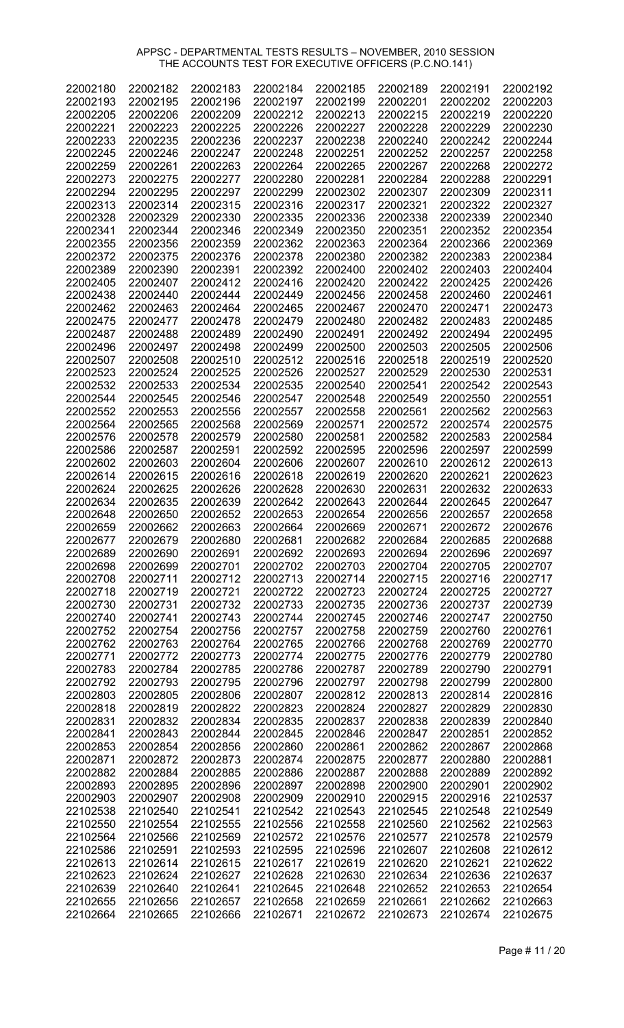APPSC - DEPARTMENTAL TESTS RESULTS – NOVEMBER, 2010 SESSION
THE ACCOUNTS TEST FOR EXECUTIVE OFFICERS (P.C.NO.141)

| | | | | | | | |
|---|---|---|---|---|---|---|---|
| 22002180 | 22002182 | 22002183 | 22002184 | 22002185 | 22002189 | 22002191 | 22002192 |
| 22002193 | 22002195 | 22002196 | 22002197 | 22002199 | 22002201 | 22002202 | 22002203 |
| 22002205 | 22002206 | 22002209 | 22002212 | 22002213 | 22002215 | 22002219 | 22002220 |
| 22002221 | 22002223 | 22002225 | 22002226 | 22002227 | 22002228 | 22002229 | 22002230 |
| 22002233 | 22002235 | 22002236 | 22002237 | 22002238 | 22002240 | 22002242 | 22002244 |
| 22002245 | 22002246 | 22002247 | 22002248 | 22002251 | 22002252 | 22002257 | 22002258 |
| 22002259 | 22002261 | 22002263 | 22002264 | 22002265 | 22002267 | 22002268 | 22002272 |
| 22002273 | 22002275 | 22002277 | 22002280 | 22002281 | 22002284 | 22002288 | 22002291 |
| 22002294 | 22002295 | 22002297 | 22002299 | 22002302 | 22002307 | 22002309 | 22002311 |
| 22002313 | 22002314 | 22002315 | 22002316 | 22002317 | 22002321 | 22002322 | 22002327 |
| 22002328 | 22002329 | 22002330 | 22002335 | 22002336 | 22002338 | 22002339 | 22002340 |
| 22002341 | 22002344 | 22002346 | 22002349 | 22002350 | 22002351 | 22002352 | 22002354 |
| 22002355 | 22002356 | 22002359 | 22002362 | 22002363 | 22002364 | 22002366 | 22002369 |
| 22002372 | 22002375 | 22002376 | 22002378 | 22002380 | 22002382 | 22002383 | 22002384 |
| 22002389 | 22002390 | 22002391 | 22002392 | 22002400 | 22002402 | 22002403 | 22002404 |
| 22002405 | 22002407 | 22002412 | 22002416 | 22002420 | 22002422 | 22002425 | 22002426 |
| 22002438 | 22002440 | 22002444 | 22002449 | 22002456 | 22002458 | 22002460 | 22002461 |
| 22002462 | 22002463 | 22002464 | 22002465 | 22002467 | 22002470 | 22002471 | 22002473 |
| 22002475 | 22002477 | 22002478 | 22002479 | 22002480 | 22002482 | 22002483 | 22002485 |
| 22002487 | 22002488 | 22002489 | 22002490 | 22002491 | 22002492 | 22002494 | 22002495 |
| 22002496 | 22002497 | 22002498 | 22002499 | 22002500 | 22002503 | 22002505 | 22002506 |
| 22002507 | 22002508 | 22002510 | 22002512 | 22002516 | 22002518 | 22002519 | 22002520 |
| 22002523 | 22002524 | 22002525 | 22002526 | 22002527 | 22002529 | 22002530 | 22002531 |
| 22002532 | 22002533 | 22002534 | 22002535 | 22002540 | 22002541 | 22002542 | 22002543 |
| 22002544 | 22002545 | 22002546 | 22002547 | 22002548 | 22002549 | 22002550 | 22002551 |
| 22002552 | 22002553 | 22002556 | 22002557 | 22002558 | 22002561 | 22002562 | 22002563 |
| 22002564 | 22002565 | 22002568 | 22002569 | 22002571 | 22002572 | 22002574 | 22002575 |
| 22002576 | 22002578 | 22002579 | 22002580 | 22002581 | 22002582 | 22002583 | 22002584 |
| 22002586 | 22002587 | 22002591 | 22002592 | 22002595 | 22002596 | 22002597 | 22002599 |
| 22002602 | 22002603 | 22002604 | 22002606 | 22002607 | 22002610 | 22002612 | 22002613 |
| 22002614 | 22002615 | 22002616 | 22002618 | 22002619 | 22002620 | 22002621 | 22002623 |
| 22002624 | 22002625 | 22002626 | 22002628 | 22002630 | 22002631 | 22002632 | 22002633 |
| 22002634 | 22002635 | 22002639 | 22002642 | 22002643 | 22002644 | 22002645 | 22002647 |
| 22002648 | 22002650 | 22002652 | 22002653 | 22002654 | 22002656 | 22002657 | 22002658 |
| 22002659 | 22002662 | 22002663 | 22002664 | 22002669 | 22002671 | 22002672 | 22002676 |
| 22002677 | 22002679 | 22002680 | 22002681 | 22002682 | 22002684 | 22002685 | 22002688 |
| 22002689 | 22002690 | 22002691 | 22002692 | 22002693 | 22002694 | 22002696 | 22002697 |
| 22002698 | 22002699 | 22002701 | 22002702 | 22002703 | 22002704 | 22002705 | 22002707 |
| 22002708 | 22002711 | 22002712 | 22002713 | 22002714 | 22002715 | 22002716 | 22002717 |
| 22002718 | 22002719 | 22002721 | 22002722 | 22002723 | 22002724 | 22002725 | 22002727 |
| 22002730 | 22002731 | 22002732 | 22002733 | 22002735 | 22002736 | 22002737 | 22002739 |
| 22002740 | 22002741 | 22002743 | 22002744 | 22002745 | 22002746 | 22002747 | 22002750 |
| 22002752 | 22002754 | 22002756 | 22002757 | 22002758 | 22002759 | 22002760 | 22002761 |
| 22002762 | 22002763 | 22002764 | 22002765 | 22002766 | 22002768 | 22002769 | 22002770 |
| 22002771 | 22002772 | 22002773 | 22002774 | 22002775 | 22002776 | 22002779 | 22002780 |
| 22002783 | 22002784 | 22002785 | 22002786 | 22002787 | 22002789 | 22002790 | 22002791 |
| 22002792 | 22002793 | 22002795 | 22002796 | 22002797 | 22002798 | 22002799 | 22002800 |
| 22002803 | 22002805 | 22002806 | 22002807 | 22002812 | 22002813 | 22002814 | 22002816 |
| 22002818 | 22002819 | 22002822 | 22002823 | 22002824 | 22002827 | 22002829 | 22002830 |
| 22002831 | 22002832 | 22002834 | 22002835 | 22002837 | 22002838 | 22002839 | 22002840 |
| 22002841 | 22002843 | 22002844 | 22002845 | 22002846 | 22002847 | 22002851 | 22002852 |
| 22002853 | 22002854 | 22002856 | 22002860 | 22002861 | 22002862 | 22002867 | 22002868 |
| 22002871 | 22002872 | 22002873 | 22002874 | 22002875 | 22002877 | 22002880 | 22002881 |
| 22002882 | 22002884 | 22002885 | 22002886 | 22002887 | 22002888 | 22002889 | 22002892 |
| 22002893 | 22002895 | 22002896 | 22002897 | 22002898 | 22002900 | 22002901 | 22002902 |
| 22002903 | 22002907 | 22002908 | 22002909 | 22002910 | 22002915 | 22002916 | 22102537 |
| 22102538 | 22102540 | 22102541 | 22102542 | 22102543 | 22102545 | 22102548 | 22102549 |
| 22102550 | 22102554 | 22102555 | 22102556 | 22102558 | 22102560 | 22102562 | 22102563 |
| 22102564 | 22102566 | 22102569 | 22102572 | 22102576 | 22102577 | 22102578 | 22102579 |
| 22102586 | 22102591 | 22102593 | 22102595 | 22102596 | 22102607 | 22102608 | 22102612 |
| 22102613 | 22102614 | 22102615 | 22102617 | 22102619 | 22102620 | 22102621 | 22102622 |
| 22102623 | 22102624 | 22102627 | 22102628 | 22102630 | 22102634 | 22102636 | 22102637 |
| 22102639 | 22102640 | 22102641 | 22102645 | 22102648 | 22102652 | 22102653 | 22102654 |
| 22102655 | 22102656 | 22102657 | 22102658 | 22102659 | 22102661 | 22102662 | 22102663 |
| 22102664 | 22102665 | 22102666 | 22102671 | 22102672 | 22102673 | 22102674 | 22102675 |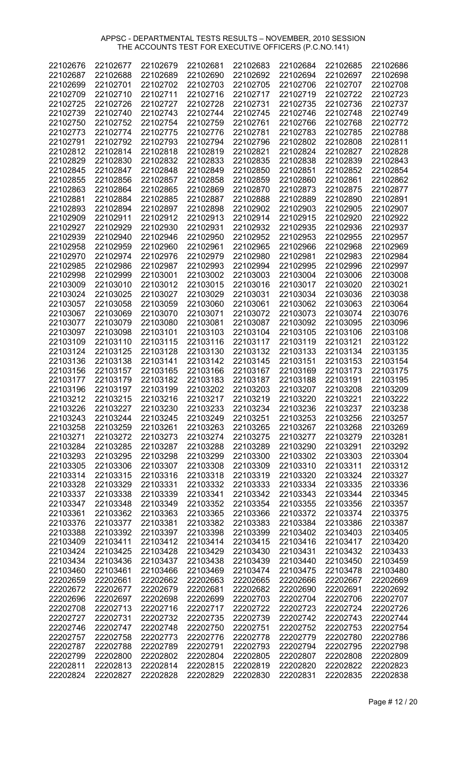APPSC - DEPARTMENTAL TESTS RESULTS – NOVEMBER, 2010 SESSION
THE ACCOUNTS TEST FOR EXECUTIVE OFFICERS (P.C.NO.141)

| | | | | | | | |
|---|---|---|---|---|---|---|---|
| 22102676 | 22102677 | 22102679 | 22102681 | 22102683 | 22102684 | 22102685 | 22102686 |
| 22102687 | 22102688 | 22102689 | 22102690 | 22102692 | 22102694 | 22102697 | 22102698 |
| 22102699 | 22102701 | 22102702 | 22102703 | 22102705 | 22102706 | 22102707 | 22102708 |
| 22102709 | 22102710 | 22102711 | 22102716 | 22102717 | 22102719 | 22102722 | 22102723 |
| 22102725 | 22102726 | 22102727 | 22102728 | 22102731 | 22102735 | 22102736 | 22102737 |
| 22102739 | 22102740 | 22102743 | 22102744 | 22102745 | 22102746 | 22102748 | 22102749 |
| 22102750 | 22102752 | 22102754 | 22102759 | 22102761 | 22102766 | 22102768 | 22102772 |
| 22102773 | 22102774 | 22102775 | 22102776 | 22102781 | 22102783 | 22102785 | 22102788 |
| 22102791 | 22102792 | 22102793 | 22102794 | 22102796 | 22102802 | 22102808 | 22102811 |
| 22102812 | 22102814 | 22102818 | 22102819 | 22102821 | 22102824 | 22102827 | 22102828 |
| 22102829 | 22102830 | 22102832 | 22102833 | 22102835 | 22102838 | 22102839 | 22102843 |
| 22102845 | 22102847 | 22102848 | 22102849 | 22102850 | 22102851 | 22102852 | 22102854 |
| 22102855 | 22102856 | 22102857 | 22102858 | 22102859 | 22102860 | 22102861 | 22102862 |
| 22102863 | 22102864 | 22102865 | 22102869 | 22102870 | 22102873 | 22102875 | 22102877 |
| 22102881 | 22102884 | 22102885 | 22102887 | 22102888 | 22102889 | 22102890 | 22102891 |
| 22102893 | 22102894 | 22102897 | 22102898 | 22102902 | 22102903 | 22102905 | 22102907 |
| 22102909 | 22102911 | 22102912 | 22102913 | 22102914 | 22102915 | 22102920 | 22102922 |
| 22102927 | 22102929 | 22102930 | 22102931 | 22102932 | 22102935 | 22102936 | 22102937 |
| 22102939 | 22102940 | 22102946 | 22102950 | 22102952 | 22102953 | 22102955 | 22102957 |
| 22102958 | 22102959 | 22102960 | 22102961 | 22102965 | 22102966 | 22102968 | 22102969 |
| 22102970 | 22102974 | 22102976 | 22102979 | 22102980 | 22102981 | 22102983 | 22102984 |
| 22102985 | 22102986 | 22102987 | 22102993 | 22102994 | 22102995 | 22102996 | 22102997 |
| 22102998 | 22102999 | 22103001 | 22103002 | 22103003 | 22103004 | 22103006 | 22103008 |
| 22103009 | 22103010 | 22103012 | 22103015 | 22103016 | 22103017 | 22103020 | 22103021 |
| 22103024 | 22103025 | 22103027 | 22103029 | 22103031 | 22103034 | 22103036 | 22103038 |
| 22103057 | 22103058 | 22103059 | 22103060 | 22103061 | 22103062 | 22103063 | 22103064 |
| 22103067 | 22103069 | 22103070 | 22103071 | 22103072 | 22103073 | 22103074 | 22103076 |
| 22103077 | 22103079 | 22103080 | 22103081 | 22103087 | 22103092 | 22103095 | 22103096 |
| 22103097 | 22103098 | 22103101 | 22103103 | 22103104 | 22103105 | 22103106 | 22103108 |
| 22103109 | 22103110 | 22103115 | 22103116 | 22103117 | 22103119 | 22103121 | 22103122 |
| 22103124 | 22103125 | 22103128 | 22103130 | 22103132 | 22103133 | 22103134 | 22103135 |
| 22103136 | 22103138 | 22103141 | 22103142 | 22103145 | 22103151 | 22103153 | 22103154 |
| 22103156 | 22103157 | 22103165 | 22103166 | 22103167 | 22103169 | 22103173 | 22103175 |
| 22103177 | 22103179 | 22103182 | 22103183 | 22103187 | 22103188 | 22103191 | 22103195 |
| 22103196 | 22103197 | 22103199 | 22103202 | 22103203 | 22103207 | 22103208 | 22103209 |
| 22103212 | 22103215 | 22103216 | 22103217 | 22103219 | 22103220 | 22103221 | 22103222 |
| 22103226 | 22103227 | 22103230 | 22103233 | 22103234 | 22103236 | 22103237 | 22103238 |
| 22103243 | 22103244 | 22103245 | 22103249 | 22103251 | 22103253 | 22103256 | 22103257 |
| 22103258 | 22103259 | 22103261 | 22103263 | 22103265 | 22103267 | 22103268 | 22103269 |
| 22103271 | 22103272 | 22103273 | 22103274 | 22103275 | 22103277 | 22103279 | 22103281 |
| 22103284 | 22103285 | 22103287 | 22103288 | 22103289 | 22103290 | 22103291 | 22103292 |
| 22103293 | 22103295 | 22103298 | 22103299 | 22103300 | 22103302 | 22103303 | 22103304 |
| 22103305 | 22103306 | 22103307 | 22103308 | 22103309 | 22103310 | 22103311 | 22103312 |
| 22103314 | 22103315 | 22103316 | 22103318 | 22103319 | 22103320 | 22103324 | 22103327 |
| 22103328 | 22103329 | 22103331 | 22103332 | 22103333 | 22103334 | 22103335 | 22103336 |
| 22103337 | 22103338 | 22103339 | 22103341 | 22103342 | 22103343 | 22103344 | 22103345 |
| 22103347 | 22103348 | 22103349 | 22103352 | 22103354 | 22103355 | 22103356 | 22103357 |
| 22103361 | 22103362 | 22103363 | 22103365 | 22103366 | 22103372 | 22103374 | 22103375 |
| 22103376 | 22103377 | 22103381 | 22103382 | 22103383 | 22103384 | 22103386 | 22103387 |
| 22103388 | 22103392 | 22103397 | 22103398 | 22103399 | 22103402 | 22103403 | 22103405 |
| 22103409 | 22103411 | 22103412 | 22103414 | 22103415 | 22103416 | 22103417 | 22103420 |
| 22103424 | 22103425 | 22103428 | 22103429 | 22103430 | 22103431 | 22103432 | 22103433 |
| 22103434 | 22103436 | 22103437 | 22103438 | 22103439 | 22103440 | 22103450 | 22103459 |
| 22103460 | 22103461 | 22103466 | 22103469 | 22103474 | 22103475 | 22103478 | 22103480 |
| 22202659 | 22202661 | 22202662 | 22202663 | 22202665 | 22202666 | 22202667 | 22202669 |
| 22202672 | 22202677 | 22202679 | 22202681 | 22202682 | 22202690 | 22202691 | 22202692 |
| 22202696 | 22202697 | 22202698 | 22202699 | 22202703 | 22202704 | 22202706 | 22202707 |
| 22202708 | 22202713 | 22202716 | 22202717 | 22202722 | 22202723 | 22202724 | 22202726 |
| 22202727 | 22202731 | 22202732 | 22202735 | 22202739 | 22202742 | 22202743 | 22202744 |
| 22202746 | 22202747 | 22202748 | 22202750 | 22202751 | 22202752 | 22202753 | 22202754 |
| 22202757 | 22202758 | 22202773 | 22202776 | 22202778 | 22202779 | 22202780 | 22202786 |
| 22202787 | 22202788 | 22202789 | 22202791 | 22202793 | 22202794 | 22202795 | 22202798 |
| 22202799 | 22202800 | 22202802 | 22202804 | 22202805 | 22202807 | 22202808 | 22202809 |
| 22202811 | 22202813 | 22202814 | 22202815 | 22202819 | 22202820 | 22202822 | 22202823 |
| 22202824 | 22202827 | 22202828 | 22202829 | 22202830 | 22202831 | 22202835 | 22202838 |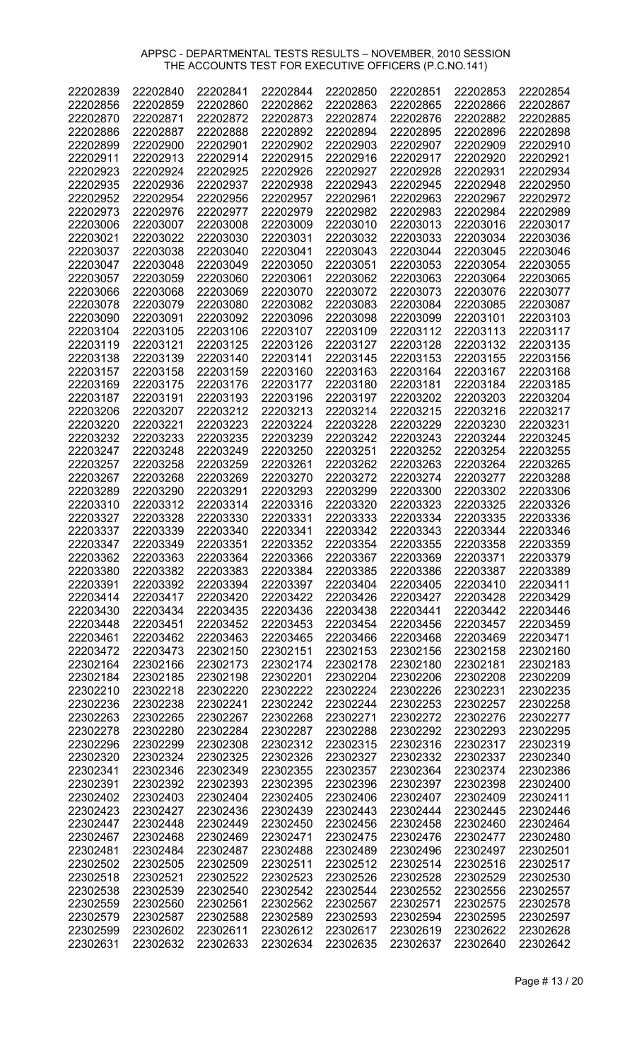APPSC - DEPARTMENTAL TESTS RESULTS – NOVEMBER, 2010 SESSION
THE ACCOUNTS TEST FOR EXECUTIVE OFFICERS (P.C.NO.141)

| | | | | | | | |
|---|---|---|---|---|---|---|---|
| 22202839 | 22202840 | 22202841 | 22202844 | 22202850 | 22202851 | 22202853 | 22202854 |
| 22202856 | 22202859 | 22202860 | 22202862 | 22202863 | 22202865 | 22202866 | 22202867 |
| 22202870 | 22202871 | 22202872 | 22202873 | 22202874 | 22202876 | 22202882 | 22202885 |
| 22202886 | 22202887 | 22202888 | 22202892 | 22202894 | 22202895 | 22202896 | 22202898 |
| 22202899 | 22202900 | 22202901 | 22202902 | 22202903 | 22202907 | 22202909 | 22202910 |
| 22202911 | 22202913 | 22202914 | 22202915 | 22202916 | 22202917 | 22202920 | 22202921 |
| 22202923 | 22202924 | 22202925 | 22202926 | 22202927 | 22202928 | 22202931 | 22202934 |
| 22202935 | 22202936 | 22202937 | 22202938 | 22202943 | 22202945 | 22202948 | 22202950 |
| 22202952 | 22202954 | 22202956 | 22202957 | 22202961 | 22202963 | 22202967 | 22202972 |
| 22202973 | 22202976 | 22202977 | 22202979 | 22202982 | 22202983 | 22202984 | 22202989 |
| 22203006 | 22203007 | 22203008 | 22203009 | 22203010 | 22203013 | 22203016 | 22203017 |
| 22203021 | 22203022 | 22203030 | 22203031 | 22203032 | 22203033 | 22203034 | 22203036 |
| 22203037 | 22203038 | 22203040 | 22203041 | 22203043 | 22203044 | 22203045 | 22203046 |
| 22203047 | 22203048 | 22203049 | 22203050 | 22203051 | 22203053 | 22203054 | 22203055 |
| 22203057 | 22203059 | 22203060 | 22203061 | 22203062 | 22203063 | 22203064 | 22203065 |
| 22203066 | 22203068 | 22203069 | 22203070 | 22203072 | 22203073 | 22203076 | 22203077 |
| 22203078 | 22203079 | 22203080 | 22203082 | 22203083 | 22203084 | 22203085 | 22203087 |
| 22203090 | 22203091 | 22203092 | 22203096 | 22203098 | 22203099 | 22203101 | 22203103 |
| 22203104 | 22203105 | 22203106 | 22203107 | 22203109 | 22203112 | 22203113 | 22203117 |
| 22203119 | 22203121 | 22203125 | 22203126 | 22203127 | 22203128 | 22203132 | 22203135 |
| 22203138 | 22203139 | 22203140 | 22203141 | 22203145 | 22203153 | 22203155 | 22203156 |
| 22203157 | 22203158 | 22203159 | 22203160 | 22203163 | 22203164 | 22203167 | 22203168 |
| 22203169 | 22203175 | 22203176 | 22203177 | 22203180 | 22203181 | 22203184 | 22203185 |
| 22203187 | 22203191 | 22203193 | 22203196 | 22203197 | 22203202 | 22203203 | 22203204 |
| 22203206 | 22203207 | 22203212 | 22203213 | 22203214 | 22203215 | 22203216 | 22203217 |
| 22203220 | 22203221 | 22203223 | 22203224 | 22203228 | 22203229 | 22203230 | 22203231 |
| 22203232 | 22203233 | 22203235 | 22203239 | 22203242 | 22203243 | 22203244 | 22203245 |
| 22203247 | 22203248 | 22203249 | 22203250 | 22203251 | 22203252 | 22203254 | 22203255 |
| 22203257 | 22203258 | 22203259 | 22203261 | 22203262 | 22203263 | 22203264 | 22203265 |
| 22203267 | 22203268 | 22203269 | 22203270 | 22203272 | 22203274 | 22203277 | 22203288 |
| 22203289 | 22203290 | 22203291 | 22203293 | 22203299 | 22203300 | 22203302 | 22203306 |
| 22203310 | 22203312 | 22203314 | 22203316 | 22203320 | 22203323 | 22203325 | 22203326 |
| 22203327 | 22203328 | 22203330 | 22203331 | 22203333 | 22203334 | 22203335 | 22203336 |
| 22203337 | 22203339 | 22203340 | 22203341 | 22203342 | 22203343 | 22203344 | 22203346 |
| 22203347 | 22203349 | 22203351 | 22203352 | 22203354 | 22203355 | 22203358 | 22203359 |
| 22203362 | 22203363 | 22203364 | 22203366 | 22203367 | 22203369 | 22203371 | 22203379 |
| 22203380 | 22203382 | 22203383 | 22203384 | 22203385 | 22203386 | 22203387 | 22203389 |
| 22203391 | 22203392 | 22203394 | 22203397 | 22203404 | 22203405 | 22203410 | 22203411 |
| 22203414 | 22203417 | 22203420 | 22203422 | 22203426 | 22203427 | 22203428 | 22203429 |
| 22203430 | 22203434 | 22203435 | 22203436 | 22203438 | 22203441 | 22203442 | 22203446 |
| 22203448 | 22203451 | 22203452 | 22203453 | 22203454 | 22203456 | 22203457 | 22203459 |
| 22203461 | 22203462 | 22203463 | 22203465 | 22203466 | 22203468 | 22203469 | 22203471 |
| 22203472 | 22203473 | 22302150 | 22302151 | 22302153 | 22302156 | 22302158 | 22302160 |
| 22302164 | 22302166 | 22302173 | 22302174 | 22302178 | 22302180 | 22302181 | 22302183 |
| 22302184 | 22302185 | 22302198 | 22302201 | 22302204 | 22302206 | 22302208 | 22302209 |
| 22302210 | 22302218 | 22302220 | 22302222 | 22302224 | 22302226 | 22302231 | 22302235 |
| 22302236 | 22302238 | 22302241 | 22302242 | 22302244 | 22302253 | 22302257 | 22302258 |
| 22302263 | 22302265 | 22302267 | 22302268 | 22302271 | 22302272 | 22302276 | 22302277 |
| 22302278 | 22302280 | 22302284 | 22302287 | 22302288 | 22302292 | 22302293 | 22302295 |
| 22302296 | 22302299 | 22302308 | 22302312 | 22302315 | 22302316 | 22302317 | 22302319 |
| 22302320 | 22302324 | 22302325 | 22302326 | 22302327 | 22302332 | 22302337 | 22302340 |
| 22302341 | 22302346 | 22302349 | 22302355 | 22302357 | 22302364 | 22302374 | 22302386 |
| 22302391 | 22302392 | 22302393 | 22302395 | 22302396 | 22302397 | 22302398 | 22302400 |
| 22302402 | 22302403 | 22302404 | 22302405 | 22302406 | 22302407 | 22302409 | 22302411 |
| 22302423 | 22302427 | 22302436 | 22302439 | 22302443 | 22302444 | 22302445 | 22302446 |
| 22302447 | 22302448 | 22302449 | 22302450 | 22302456 | 22302458 | 22302460 | 22302464 |
| 22302467 | 22302468 | 22302469 | 22302471 | 22302475 | 22302476 | 22302477 | 22302480 |
| 22302481 | 22302484 | 22302487 | 22302488 | 22302489 | 22302496 | 22302497 | 22302501 |
| 22302502 | 22302505 | 22302509 | 22302511 | 22302512 | 22302514 | 22302516 | 22302517 |
| 22302518 | 22302521 | 22302522 | 22302523 | 22302526 | 22302528 | 22302529 | 22302530 |
| 22302538 | 22302539 | 22302540 | 22302542 | 22302544 | 22302552 | 22302556 | 22302557 |
| 22302559 | 22302560 | 22302561 | 22302562 | 22302567 | 22302571 | 22302575 | 22302578 |
| 22302579 | 22302587 | 22302588 | 22302589 | 22302593 | 22302594 | 22302595 | 22302597 |
| 22302599 | 22302602 | 22302611 | 22302612 | 22302617 | 22302619 | 22302622 | 22302628 |
| 22302631 | 22302632 | 22302633 | 22302634 | 22302635 | 22302637 | 22302640 | 22302642 |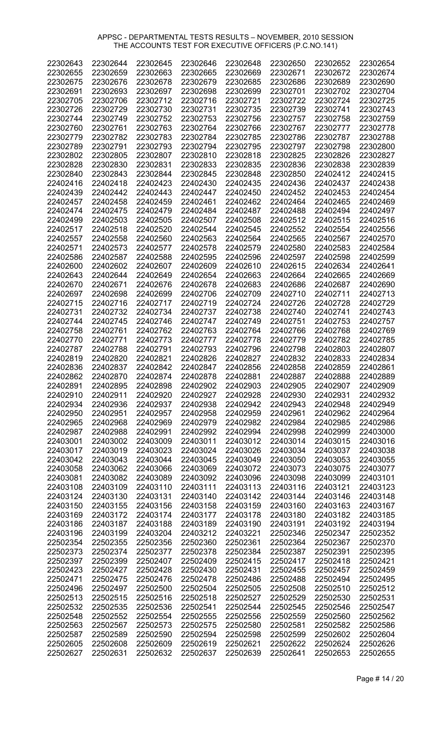APPSC - DEPARTMENTAL TESTS RESULTS – NOVEMBER, 2010 SESSION
THE ACCOUNTS TEST FOR EXECUTIVE OFFICERS (P.C.NO.141)

| | | | | | | | |
|---|---|---|---|---|---|---|---|
| 22302643 | 22302644 | 22302645 | 22302646 | 22302648 | 22302650 | 22302652 | 22302654 |
| 22302655 | 22302659 | 22302663 | 22302665 | 22302669 | 22302671 | 22302672 | 22302674 |
| 22302675 | 22302676 | 22302678 | 22302679 | 22302685 | 22302686 | 22302689 | 22302690 |
| 22302691 | 22302693 | 22302697 | 22302698 | 22302699 | 22302701 | 22302702 | 22302704 |
| 22302705 | 22302706 | 22302712 | 22302716 | 22302721 | 22302722 | 22302724 | 22302725 |
| 22302726 | 22302729 | 22302730 | 22302731 | 22302735 | 22302739 | 22302741 | 22302743 |
| 22302744 | 22302749 | 22302752 | 22302753 | 22302756 | 22302757 | 22302758 | 22302759 |
| 22302760 | 22302761 | 22302763 | 22302764 | 22302766 | 22302767 | 22302777 | 22302778 |
| 22302779 | 22302782 | 22302783 | 22302784 | 22302785 | 22302786 | 22302787 | 22302788 |
| 22302789 | 22302791 | 22302793 | 22302794 | 22302795 | 22302797 | 22302798 | 22302800 |
| 22302802 | 22302805 | 22302807 | 22302810 | 22302818 | 22302825 | 22302826 | 22302827 |
| 22302828 | 22302830 | 22302831 | 22302833 | 22302835 | 22302836 | 22302838 | 22302839 |
| 22302840 | 22302843 | 22302844 | 22302845 | 22302848 | 22302850 | 22402412 | 22402415 |
| 22402416 | 22402418 | 22402423 | 22402430 | 22402435 | 22402436 | 22402437 | 22402438 |
| 22402439 | 22402442 | 22402443 | 22402447 | 22402450 | 22402452 | 22402453 | 22402454 |
| 22402457 | 22402458 | 22402459 | 22402461 | 22402462 | 22402464 | 22402465 | 22402469 |
| 22402474 | 22402475 | 22402479 | 22402484 | 22402487 | 22402488 | 22402494 | 22402497 |
| 22402499 | 22402503 | 22402505 | 22402507 | 22402508 | 22402512 | 22402515 | 22402516 |
| 22402517 | 22402518 | 22402520 | 22402544 | 22402545 | 22402552 | 22402554 | 22402556 |
| 22402557 | 22402558 | 22402560 | 22402563 | 22402564 | 22402565 | 22402567 | 22402570 |
| 22402571 | 22402573 | 22402577 | 22402578 | 22402579 | 22402580 | 22402583 | 22402584 |
| 22402586 | 22402587 | 22402588 | 22402595 | 22402596 | 22402597 | 22402598 | 22402599 |
| 22402600 | 22402602 | 22402607 | 22402609 | 22402610 | 22402615 | 22402634 | 22402641 |
| 22402643 | 22402644 | 22402649 | 22402654 | 22402663 | 22402664 | 22402665 | 22402669 |
| 22402670 | 22402671 | 22402676 | 22402678 | 22402683 | 22402686 | 22402687 | 22402690 |
| 22402697 | 22402698 | 22402699 | 22402706 | 22402709 | 22402710 | 22402711 | 22402713 |
| 22402715 | 22402716 | 22402717 | 22402719 | 22402724 | 22402726 | 22402728 | 22402729 |
| 22402731 | 22402732 | 22402734 | 22402737 | 22402738 | 22402740 | 22402741 | 22402743 |
| 22402744 | 22402745 | 22402746 | 22402747 | 22402749 | 22402751 | 22402753 | 22402757 |
| 22402758 | 22402761 | 22402762 | 22402763 | 22402764 | 22402766 | 22402768 | 22402769 |
| 22402770 | 22402771 | 22402773 | 22402777 | 22402778 | 22402779 | 22402782 | 22402785 |
| 22402787 | 22402788 | 22402791 | 22402793 | 22402796 | 22402798 | 22402803 | 22402807 |
| 22402819 | 22402820 | 22402821 | 22402826 | 22402827 | 22402832 | 22402833 | 22402834 |
| 22402836 | 22402837 | 22402842 | 22402847 | 22402856 | 22402858 | 22402859 | 22402861 |
| 22402862 | 22402870 | 22402874 | 22402878 | 22402881 | 22402887 | 22402888 | 22402889 |
| 22402891 | 22402895 | 22402898 | 22402902 | 22402903 | 22402905 | 22402907 | 22402909 |
| 22402910 | 22402911 | 22402920 | 22402927 | 22402928 | 22402930 | 22402931 | 22402932 |
| 22402934 | 22402936 | 22402937 | 22402938 | 22402942 | 22402943 | 22402948 | 22402949 |
| 22402950 | 22402951 | 22402957 | 22402958 | 22402959 | 22402961 | 22402962 | 22402964 |
| 22402965 | 22402968 | 22402969 | 22402979 | 22402982 | 22402984 | 22402985 | 22402986 |
| 22402987 | 22402988 | 22402991 | 22402992 | 22402994 | 22402998 | 22402999 | 22403000 |
| 22403001 | 22403002 | 22403009 | 22403011 | 22403012 | 22403014 | 22403015 | 22403016 |
| 22403017 | 22403019 | 22403023 | 22403024 | 22403026 | 22403034 | 22403037 | 22403038 |
| 22403042 | 22403043 | 22403044 | 22403045 | 22403049 | 22403050 | 22403053 | 22403055 |
| 22403058 | 22403062 | 22403066 | 22403069 | 22403072 | 22403073 | 22403075 | 22403077 |
| 22403081 | 22403082 | 22403089 | 22403092 | 22403096 | 22403098 | 22403099 | 22403101 |
| 22403108 | 22403109 | 22403110 | 22403111 | 22403113 | 22403116 | 22403121 | 22403123 |
| 22403124 | 22403130 | 22403131 | 22403140 | 22403142 | 22403144 | 22403146 | 22403148 |
| 22403150 | 22403155 | 22403156 | 22403158 | 22403159 | 22403160 | 22403163 | 22403167 |
| 22403169 | 22403172 | 22403174 | 22403177 | 22403178 | 22403180 | 22403182 | 22403185 |
| 22403186 | 22403187 | 22403188 | 22403189 | 22403190 | 22403191 | 22403192 | 22403194 |
| 22403196 | 22403199 | 22403204 | 22403212 | 22403221 | 22502346 | 22502347 | 22502352 |
| 22502354 | 22502355 | 22502356 | 22502360 | 22502361 | 22502364 | 22502367 | 22502370 |
| 22502373 | 22502374 | 22502377 | 22502378 | 22502384 | 22502387 | 22502391 | 22502395 |
| 22502397 | 22502399 | 22502407 | 22502409 | 22502415 | 22502417 | 22502418 | 22502421 |
| 22502423 | 22502427 | 22502428 | 22502430 | 22502431 | 22502455 | 22502457 | 22502459 |
| 22502471 | 22502475 | 22502476 | 22502478 | 22502486 | 22502488 | 22502494 | 22502495 |
| 22502496 | 22502497 | 22502500 | 22502504 | 22502505 | 22502508 | 22502510 | 22502512 |
| 22502513 | 22502515 | 22502516 | 22502518 | 22502527 | 22502529 | 22502530 | 22502531 |
| 22502532 | 22502535 | 22502536 | 22502541 | 22502544 | 22502545 | 22502546 | 22502547 |
| 22502548 | 22502552 | 22502554 | 22502555 | 22502556 | 22502559 | 22502560 | 22502562 |
| 22502563 | 22502567 | 22502573 | 22502575 | 22502580 | 22502581 | 22502582 | 22502586 |
| 22502587 | 22502589 | 22502590 | 22502594 | 22502598 | 22502599 | 22502602 | 22502604 |
| 22502605 | 22502608 | 22502609 | 22502619 | 22502621 | 22502622 | 22502624 | 22502626 |
| 22502627 | 22502631 | 22502632 | 22502637 | 22502639 | 22502641 | 22502653 | 22502655 |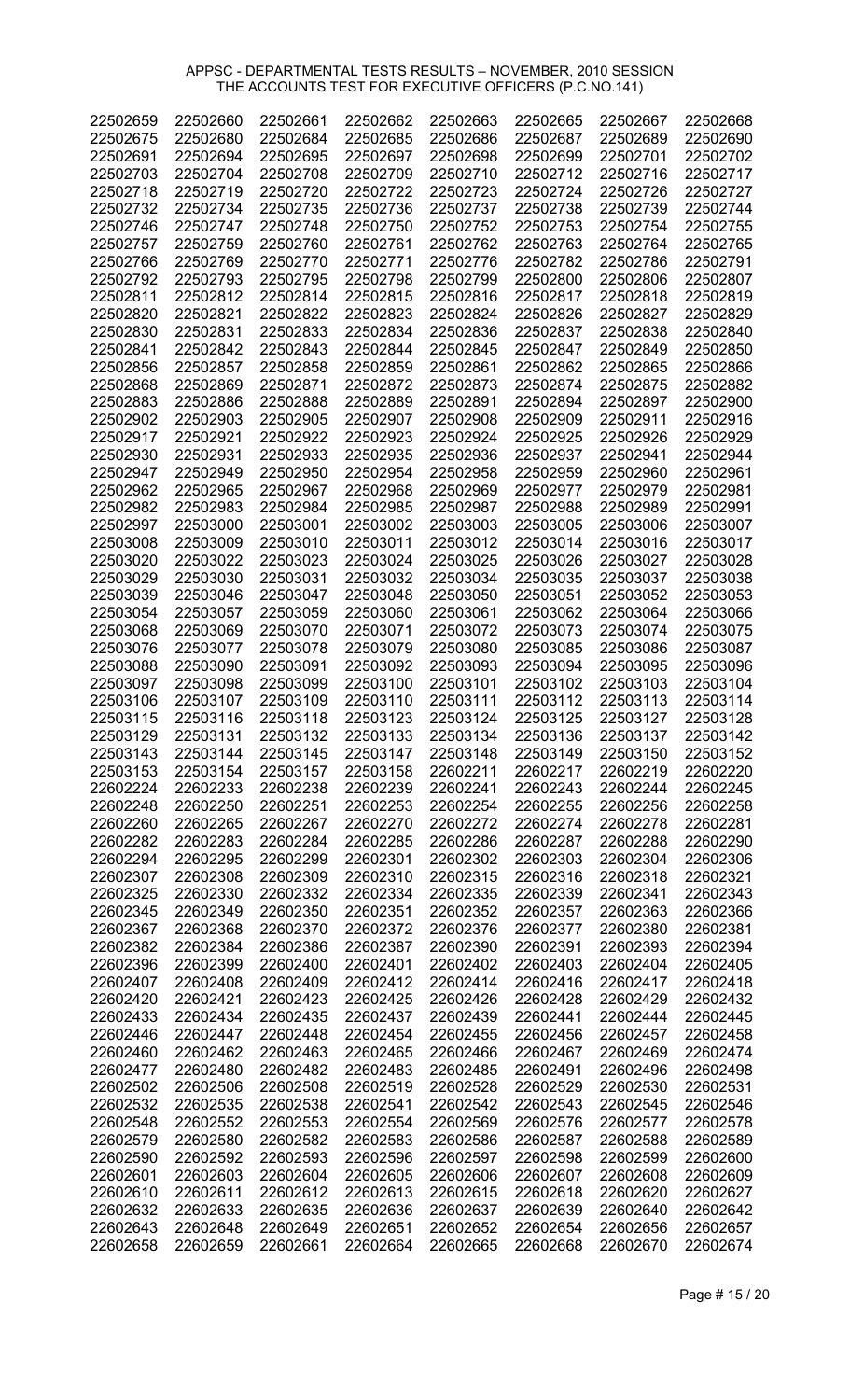APPSC - DEPARTMENTAL TESTS RESULTS – NOVEMBER, 2010 SESSION
THE ACCOUNTS TEST FOR EXECUTIVE OFFICERS (P.C.NO.141)

| | | | | | | | |
|---|---|---|---|---|---|---|---|
| 22502659 | 22502660 | 22502661 | 22502662 | 22502663 | 22502665 | 22502667 | 22502668 |
| 22502675 | 22502680 | 22502684 | 22502685 | 22502686 | 22502687 | 22502689 | 22502690 |
| 22502691 | 22502694 | 22502695 | 22502697 | 22502698 | 22502699 | 22502701 | 22502702 |
| 22502703 | 22502704 | 22502708 | 22502709 | 22502710 | 22502712 | 22502716 | 22502717 |
| 22502718 | 22502719 | 22502720 | 22502722 | 22502723 | 22502724 | 22502726 | 22502727 |
| 22502732 | 22502734 | 22502735 | 22502736 | 22502737 | 22502738 | 22502739 | 22502744 |
| 22502746 | 22502747 | 22502748 | 22502750 | 22502752 | 22502753 | 22502754 | 22502755 |
| 22502757 | 22502759 | 22502760 | 22502761 | 22502762 | 22502763 | 22502764 | 22502765 |
| 22502766 | 22502769 | 22502770 | 22502771 | 22502776 | 22502782 | 22502786 | 22502791 |
| 22502792 | 22502793 | 22502795 | 22502798 | 22502799 | 22502800 | 22502806 | 22502807 |
| 22502811 | 22502812 | 22502814 | 22502815 | 22502816 | 22502817 | 22502818 | 22502819 |
| 22502820 | 22502821 | 22502822 | 22502823 | 22502824 | 22502826 | 22502827 | 22502829 |
| 22502830 | 22502831 | 22502833 | 22502834 | 22502836 | 22502837 | 22502838 | 22502840 |
| 22502841 | 22502842 | 22502843 | 22502844 | 22502845 | 22502847 | 22502849 | 22502850 |
| 22502856 | 22502857 | 22502858 | 22502859 | 22502861 | 22502862 | 22502865 | 22502866 |
| 22502868 | 22502869 | 22502871 | 22502872 | 22502873 | 22502874 | 22502875 | 22502882 |
| 22502883 | 22502886 | 22502888 | 22502889 | 22502891 | 22502894 | 22502897 | 22502900 |
| 22502902 | 22502903 | 22502905 | 22502907 | 22502908 | 22502909 | 22502911 | 22502916 |
| 22502917 | 22502921 | 22502922 | 22502923 | 22502924 | 22502925 | 22502926 | 22502929 |
| 22502930 | 22502931 | 22502933 | 22502935 | 22502936 | 22502937 | 22502941 | 22502944 |
| 22502947 | 22502949 | 22502950 | 22502954 | 22502958 | 22502959 | 22502960 | 22502961 |
| 22502962 | 22502965 | 22502967 | 22502968 | 22502969 | 22502977 | 22502979 | 22502981 |
| 22502982 | 22502983 | 22502984 | 22502985 | 22502987 | 22502988 | 22502989 | 22502991 |
| 22502997 | 22503000 | 22503001 | 22503002 | 22503003 | 22503005 | 22503006 | 22503007 |
| 22503008 | 22503009 | 22503010 | 22503011 | 22503012 | 22503014 | 22503016 | 22503017 |
| 22503020 | 22503022 | 22503023 | 22503024 | 22503025 | 22503026 | 22503027 | 22503028 |
| 22503029 | 22503030 | 22503031 | 22503032 | 22503034 | 22503035 | 22503037 | 22503038 |
| 22503039 | 22503046 | 22503047 | 22503048 | 22503050 | 22503051 | 22503052 | 22503053 |
| 22503054 | 22503057 | 22503059 | 22503060 | 22503061 | 22503062 | 22503064 | 22503066 |
| 22503068 | 22503069 | 22503070 | 22503071 | 22503072 | 22503073 | 22503074 | 22503075 |
| 22503076 | 22503077 | 22503078 | 22503079 | 22503080 | 22503085 | 22503086 | 22503087 |
| 22503088 | 22503090 | 22503091 | 22503092 | 22503093 | 22503094 | 22503095 | 22503096 |
| 22503097 | 22503098 | 22503099 | 22503100 | 22503101 | 22503102 | 22503103 | 22503104 |
| 22503106 | 22503107 | 22503109 | 22503110 | 22503111 | 22503112 | 22503113 | 22503114 |
| 22503115 | 22503116 | 22503118 | 22503123 | 22503124 | 22503125 | 22503127 | 22503128 |
| 22503129 | 22503131 | 22503132 | 22503133 | 22503134 | 22503136 | 22503137 | 22503142 |
| 22503143 | 22503144 | 22503145 | 22503147 | 22503148 | 22503149 | 22503150 | 22503152 |
| 22503153 | 22503154 | 22503157 | 22503158 | 22602211 | 22602217 | 22602219 | 22602220 |
| 22602224 | 22602233 | 22602238 | 22602239 | 22602241 | 22602243 | 22602244 | 22602245 |
| 22602248 | 22602250 | 22602251 | 22602253 | 22602254 | 22602255 | 22602256 | 22602258 |
| 22602260 | 22602265 | 22602267 | 22602270 | 22602272 | 22602274 | 22602278 | 22602281 |
| 22602282 | 22602283 | 22602284 | 22602285 | 22602286 | 22602287 | 22602288 | 22602290 |
| 22602294 | 22602295 | 22602299 | 22602301 | 22602302 | 22602303 | 22602304 | 22602306 |
| 22602307 | 22602308 | 22602309 | 22602310 | 22602315 | 22602316 | 22602318 | 22602321 |
| 22602325 | 22602330 | 22602332 | 22602334 | 22602335 | 22602339 | 22602341 | 22602343 |
| 22602345 | 22602349 | 22602350 | 22602351 | 22602352 | 22602357 | 22602363 | 22602366 |
| 22602367 | 22602368 | 22602370 | 22602372 | 22602376 | 22602377 | 22602380 | 22602381 |
| 22602382 | 22602384 | 22602386 | 22602387 | 22602390 | 22602391 | 22602393 | 22602394 |
| 22602396 | 22602399 | 22602400 | 22602401 | 22602402 | 22602403 | 22602404 | 22602405 |
| 22602407 | 22602408 | 22602409 | 22602412 | 22602414 | 22602416 | 22602417 | 22602418 |
| 22602420 | 22602421 | 22602423 | 22602425 | 22602426 | 22602428 | 22602429 | 22602432 |
| 22602433 | 22602434 | 22602435 | 22602437 | 22602439 | 22602441 | 22602444 | 22602445 |
| 22602446 | 22602447 | 22602448 | 22602454 | 22602455 | 22602456 | 22602457 | 22602458 |
| 22602460 | 22602462 | 22602463 | 22602465 | 22602466 | 22602467 | 22602469 | 22602474 |
| 22602477 | 22602480 | 22602482 | 22602483 | 22602485 | 22602491 | 22602496 | 22602498 |
| 22602502 | 22602506 | 22602508 | 22602519 | 22602528 | 22602529 | 22602530 | 22602531 |
| 22602532 | 22602535 | 22602538 | 22602541 | 22602542 | 22602543 | 22602545 | 22602546 |
| 22602548 | 22602552 | 22602553 | 22602554 | 22602569 | 22602576 | 22602577 | 22602578 |
| 22602579 | 22602580 | 22602582 | 22602583 | 22602586 | 22602587 | 22602588 | 22602589 |
| 22602590 | 22602592 | 22602593 | 22602596 | 22602597 | 22602598 | 22602599 | 22602600 |
| 22602601 | 22602603 | 22602604 | 22602605 | 22602606 | 22602607 | 22602608 | 22602609 |
| 22602610 | 22602611 | 22602612 | 22602613 | 22602615 | 22602618 | 22602620 | 22602627 |
| 22602632 | 22602633 | 22602635 | 22602636 | 22602637 | 22602639 | 22602640 | 22602642 |
| 22602643 | 22602648 | 22602649 | 22602651 | 22602652 | 22602654 | 22602656 | 22602657 |
| 22602658 | 22602659 | 22602661 | 22602664 | 22602665 | 22602668 | 22602670 | 22602674 |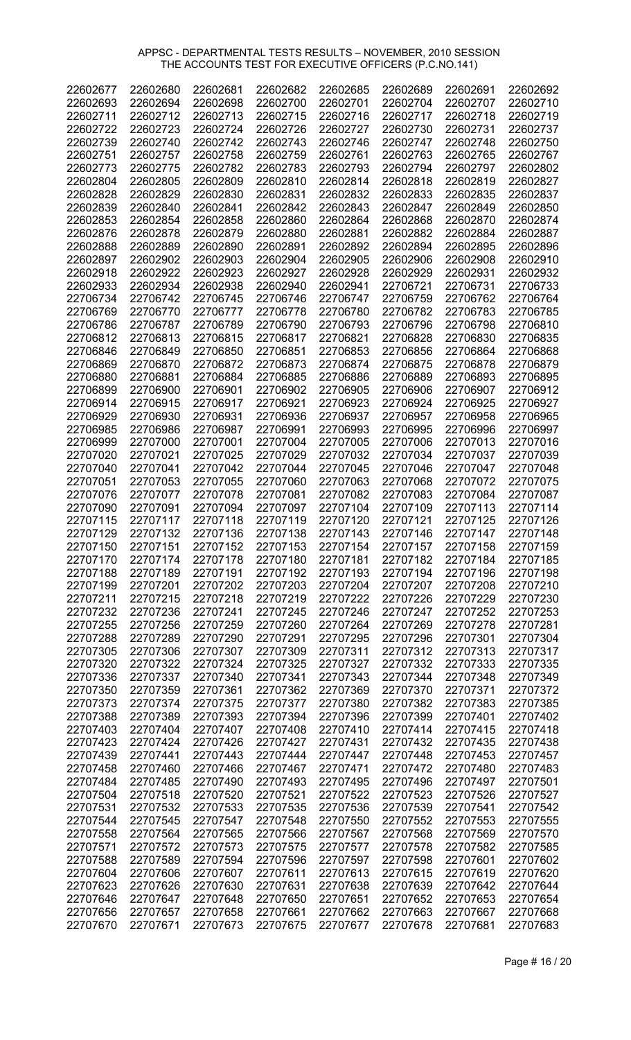APPSC - DEPARTMENTAL TESTS RESULTS – NOVEMBER, 2010 SESSION
THE ACCOUNTS TEST FOR EXECUTIVE OFFICERS (P.C.NO.141)

| | | | | | | | |
|---|---|---|---|---|---|---|---|
| 22602677 | 22602680 | 22602681 | 22602682 | 22602685 | 22602689 | 22602691 | 22602692 |
| 22602693 | 22602694 | 22602698 | 22602700 | 22602701 | 22602704 | 22602707 | 22602710 |
| 22602711 | 22602712 | 22602713 | 22602715 | 22602716 | 22602717 | 22602718 | 22602719 |
| 22602722 | 22602723 | 22602724 | 22602726 | 22602727 | 22602730 | 22602731 | 22602737 |
| 22602739 | 22602740 | 22602742 | 22602743 | 22602746 | 22602747 | 22602748 | 22602750 |
| 22602751 | 22602757 | 22602758 | 22602759 | 22602761 | 22602763 | 22602765 | 22602767 |
| 22602773 | 22602775 | 22602782 | 22602783 | 22602793 | 22602794 | 22602797 | 22602802 |
| 22602804 | 22602805 | 22602809 | 22602810 | 22602814 | 22602818 | 22602819 | 22602827 |
| 22602828 | 22602829 | 22602830 | 22602831 | 22602832 | 22602833 | 22602835 | 22602837 |
| 22602839 | 22602840 | 22602841 | 22602842 | 22602843 | 22602847 | 22602849 | 22602850 |
| 22602853 | 22602854 | 22602858 | 22602860 | 22602864 | 22602868 | 22602870 | 22602874 |
| 22602876 | 22602878 | 22602879 | 22602880 | 22602881 | 22602882 | 22602884 | 22602887 |
| 22602888 | 22602889 | 22602890 | 22602891 | 22602892 | 22602894 | 22602895 | 22602896 |
| 22602897 | 22602902 | 22602903 | 22602904 | 22602905 | 22602906 | 22602908 | 22602910 |
| 22602918 | 22602922 | 22602923 | 22602927 | 22602928 | 22602929 | 22602931 | 22602932 |
| 22602933 | 22602934 | 22602938 | 22602940 | 22602941 | 22706721 | 22706731 | 22706733 |
| 22706734 | 22706742 | 22706745 | 22706746 | 22706747 | 22706759 | 22706762 | 22706764 |
| 22706769 | 22706770 | 22706777 | 22706778 | 22706780 | 22706782 | 22706783 | 22706785 |
| 22706786 | 22706787 | 22706789 | 22706790 | 22706793 | 22706796 | 22706798 | 22706810 |
| 22706812 | 22706813 | 22706815 | 22706817 | 22706821 | 22706828 | 22706830 | 22706835 |
| 22706846 | 22706849 | 22706850 | 22706851 | 22706853 | 22706856 | 22706864 | 22706868 |
| 22706869 | 22706870 | 22706872 | 22706873 | 22706874 | 22706875 | 22706878 | 22706879 |
| 22706880 | 22706881 | 22706884 | 22706885 | 22706886 | 22706889 | 22706893 | 22706895 |
| 22706899 | 22706900 | 22706901 | 22706902 | 22706905 | 22706906 | 22706907 | 22706912 |
| 22706914 | 22706915 | 22706917 | 22706921 | 22706923 | 22706924 | 22706925 | 22706927 |
| 22706929 | 22706930 | 22706931 | 22706936 | 22706937 | 22706957 | 22706958 | 22706965 |
| 22706985 | 22706986 | 22706987 | 22706991 | 22706993 | 22706995 | 22706996 | 22706997 |
| 22706999 | 22707000 | 22707001 | 22707004 | 22707005 | 22707006 | 22707013 | 22707016 |
| 22707020 | 22707021 | 22707025 | 22707029 | 22707032 | 22707034 | 22707037 | 22707039 |
| 22707040 | 22707041 | 22707042 | 22707044 | 22707045 | 22707046 | 22707047 | 22707048 |
| 22707051 | 22707053 | 22707055 | 22707060 | 22707063 | 22707068 | 22707072 | 22707075 |
| 22707076 | 22707077 | 22707078 | 22707081 | 22707082 | 22707083 | 22707084 | 22707087 |
| 22707090 | 22707091 | 22707094 | 22707097 | 22707104 | 22707109 | 22707113 | 22707114 |
| 22707115 | 22707117 | 22707118 | 22707119 | 22707120 | 22707121 | 22707125 | 22707126 |
| 22707129 | 22707132 | 22707136 | 22707138 | 22707143 | 22707146 | 22707147 | 22707148 |
| 22707150 | 22707151 | 22707152 | 22707153 | 22707154 | 22707157 | 22707158 | 22707159 |
| 22707170 | 22707174 | 22707178 | 22707180 | 22707181 | 22707182 | 22707184 | 22707185 |
| 22707188 | 22707189 | 22707191 | 22707192 | 22707193 | 22707194 | 22707196 | 22707198 |
| 22707199 | 22707201 | 22707202 | 22707203 | 22707204 | 22707207 | 22707208 | 22707210 |
| 22707211 | 22707215 | 22707218 | 22707219 | 22707222 | 22707226 | 22707229 | 22707230 |
| 22707232 | 22707236 | 22707241 | 22707245 | 22707246 | 22707247 | 22707252 | 22707253 |
| 22707255 | 22707256 | 22707259 | 22707260 | 22707264 | 22707269 | 22707278 | 22707281 |
| 22707288 | 22707289 | 22707290 | 22707291 | 22707295 | 22707296 | 22707301 | 22707304 |
| 22707305 | 22707306 | 22707307 | 22707309 | 22707311 | 22707312 | 22707313 | 22707317 |
| 22707320 | 22707322 | 22707324 | 22707325 | 22707327 | 22707332 | 22707333 | 22707335 |
| 22707336 | 22707337 | 22707340 | 22707341 | 22707343 | 22707344 | 22707348 | 22707349 |
| 22707350 | 22707359 | 22707361 | 22707362 | 22707369 | 22707370 | 22707371 | 22707372 |
| 22707373 | 22707374 | 22707375 | 22707377 | 22707380 | 22707382 | 22707383 | 22707385 |
| 22707388 | 22707389 | 22707393 | 22707394 | 22707396 | 22707399 | 22707401 | 22707402 |
| 22707403 | 22707404 | 22707407 | 22707408 | 22707410 | 22707414 | 22707415 | 22707418 |
| 22707423 | 22707424 | 22707426 | 22707427 | 22707431 | 22707432 | 22707435 | 22707438 |
| 22707439 | 22707441 | 22707443 | 22707444 | 22707447 | 22707448 | 22707453 | 22707457 |
| 22707458 | 22707460 | 22707466 | 22707467 | 22707471 | 22707472 | 22707480 | 22707483 |
| 22707484 | 22707485 | 22707490 | 22707493 | 22707495 | 22707496 | 22707497 | 22707501 |
| 22707504 | 22707518 | 22707520 | 22707521 | 22707522 | 22707523 | 22707526 | 22707527 |
| 22707531 | 22707532 | 22707533 | 22707535 | 22707536 | 22707539 | 22707541 | 22707542 |
| 22707544 | 22707545 | 22707547 | 22707548 | 22707550 | 22707552 | 22707553 | 22707555 |
| 22707558 | 22707564 | 22707565 | 22707566 | 22707567 | 22707568 | 22707569 | 22707570 |
| 22707571 | 22707572 | 22707573 | 22707575 | 22707577 | 22707578 | 22707582 | 22707585 |
| 22707588 | 22707589 | 22707594 | 22707596 | 22707597 | 22707598 | 22707601 | 22707602 |
| 22707604 | 22707606 | 22707607 | 22707611 | 22707613 | 22707615 | 22707619 | 22707620 |
| 22707623 | 22707626 | 22707630 | 22707631 | 22707638 | 22707639 | 22707642 | 22707644 |
| 22707646 | 22707647 | 22707648 | 22707650 | 22707651 | 22707652 | 22707653 | 22707654 |
| 22707656 | 22707657 | 22707658 | 22707661 | 22707662 | 22707663 | 22707667 | 22707668 |
| 22707670 | 22707671 | 22707673 | 22707675 | 22707677 | 22707678 | 22707681 | 22707683 |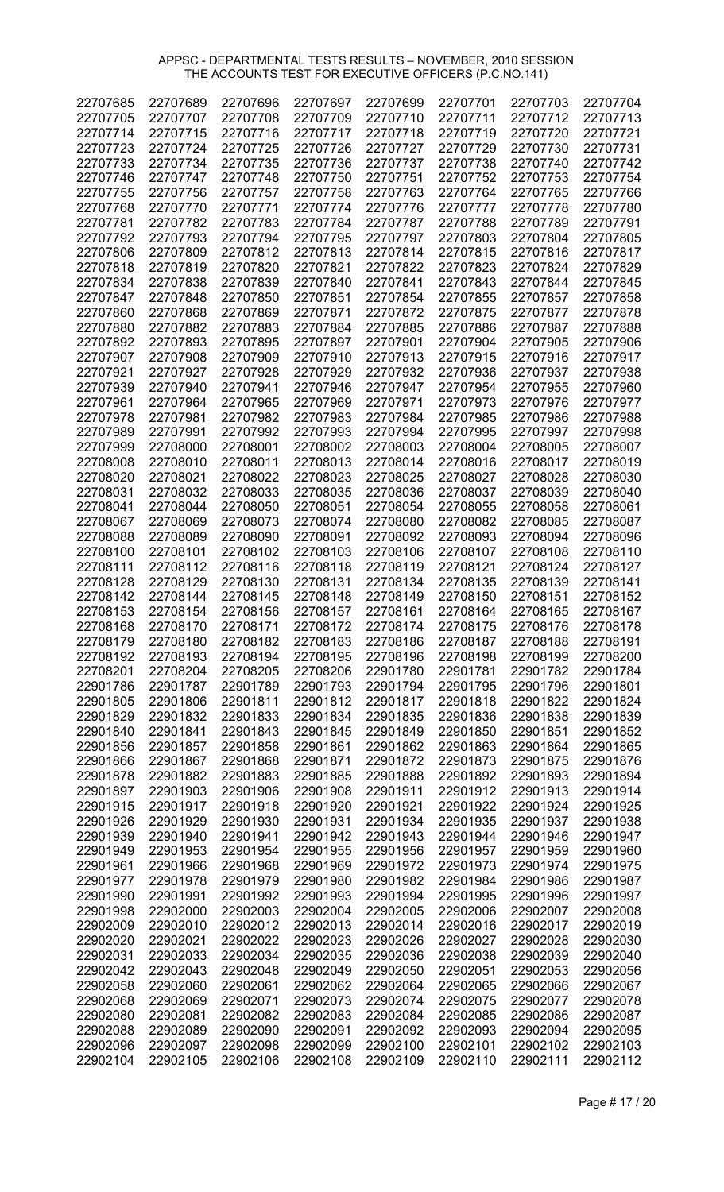APPSC - DEPARTMENTAL TESTS RESULTS – NOVEMBER, 2010 SESSION
THE ACCOUNTS TEST FOR EXECUTIVE OFFICERS (P.C.NO.141)

| | | | | | | | |
|---|---|---|---|---|---|---|---|
| 22707685 | 22707689 | 22707696 | 22707697 | 22707699 | 22707701 | 22707703 | 22707704 |
| 22707705 | 22707707 | 22707708 | 22707709 | 22707710 | 22707711 | 22707712 | 22707713 |
| 22707714 | 22707715 | 22707716 | 22707717 | 22707718 | 22707719 | 22707720 | 22707721 |
| 22707723 | 22707724 | 22707725 | 22707726 | 22707727 | 22707729 | 22707730 | 22707731 |
| 22707733 | 22707734 | 22707735 | 22707736 | 22707737 | 22707738 | 22707740 | 22707742 |
| 22707746 | 22707747 | 22707748 | 22707750 | 22707751 | 22707752 | 22707753 | 22707754 |
| 22707755 | 22707756 | 22707757 | 22707758 | 22707763 | 22707764 | 22707765 | 22707766 |
| 22707768 | 22707770 | 22707771 | 22707774 | 22707776 | 22707777 | 22707778 | 22707780 |
| 22707781 | 22707782 | 22707783 | 22707784 | 22707787 | 22707788 | 22707789 | 22707791 |
| 22707792 | 22707793 | 22707794 | 22707795 | 22707797 | 22707803 | 22707804 | 22707805 |
| 22707806 | 22707809 | 22707812 | 22707813 | 22707814 | 22707815 | 22707816 | 22707817 |
| 22707818 | 22707819 | 22707820 | 22707821 | 22707822 | 22707823 | 22707824 | 22707829 |
| 22707834 | 22707838 | 22707839 | 22707840 | 22707841 | 22707843 | 22707844 | 22707845 |
| 22707847 | 22707848 | 22707850 | 22707851 | 22707854 | 22707855 | 22707857 | 22707858 |
| 22707860 | 22707868 | 22707869 | 22707871 | 22707872 | 22707875 | 22707877 | 22707878 |
| 22707880 | 22707882 | 22707883 | 22707884 | 22707885 | 22707886 | 22707887 | 22707888 |
| 22707892 | 22707893 | 22707895 | 22707897 | 22707901 | 22707904 | 22707905 | 22707906 |
| 22707907 | 22707908 | 22707909 | 22707910 | 22707913 | 22707915 | 22707916 | 22707917 |
| 22707921 | 22707927 | 22707928 | 22707929 | 22707932 | 22707936 | 22707937 | 22707938 |
| 22707939 | 22707940 | 22707941 | 22707946 | 22707947 | 22707954 | 22707955 | 22707960 |
| 22707961 | 22707964 | 22707965 | 22707969 | 22707971 | 22707973 | 22707976 | 22707977 |
| 22707978 | 22707981 | 22707982 | 22707983 | 22707984 | 22707985 | 22707986 | 22707988 |
| 22707989 | 22707991 | 22707992 | 22707993 | 22707994 | 22707995 | 22707997 | 22707998 |
| 22707999 | 22708000 | 22708001 | 22708002 | 22708003 | 22708004 | 22708005 | 22708007 |
| 22708008 | 22708010 | 22708011 | 22708013 | 22708014 | 22708016 | 22708017 | 22708019 |
| 22708020 | 22708021 | 22708022 | 22708023 | 22708025 | 22708027 | 22708028 | 22708030 |
| 22708031 | 22708032 | 22708033 | 22708035 | 22708036 | 22708037 | 22708039 | 22708040 |
| 22708041 | 22708044 | 22708050 | 22708051 | 22708054 | 22708055 | 22708058 | 22708061 |
| 22708067 | 22708069 | 22708073 | 22708074 | 22708080 | 22708082 | 22708085 | 22708087 |
| 22708088 | 22708089 | 22708090 | 22708091 | 22708092 | 22708093 | 22708094 | 22708096 |
| 22708100 | 22708101 | 22708102 | 22708103 | 22708106 | 22708107 | 22708108 | 22708110 |
| 22708111 | 22708112 | 22708116 | 22708118 | 22708119 | 22708121 | 22708124 | 22708127 |
| 22708128 | 22708129 | 22708130 | 22708131 | 22708134 | 22708135 | 22708139 | 22708141 |
| 22708142 | 22708144 | 22708145 | 22708148 | 22708149 | 22708150 | 22708151 | 22708152 |
| 22708153 | 22708154 | 22708156 | 22708157 | 22708161 | 22708164 | 22708165 | 22708167 |
| 22708168 | 22708170 | 22708171 | 22708172 | 22708174 | 22708175 | 22708176 | 22708178 |
| 22708179 | 22708180 | 22708182 | 22708183 | 22708186 | 22708187 | 22708188 | 22708191 |
| 22708192 | 22708193 | 22708194 | 22708195 | 22708196 | 22708198 | 22708199 | 22708200 |
| 22708201 | 22708204 | 22708205 | 22708206 | 22901780 | 22901781 | 22901782 | 22901784 |
| 22901786 | 22901787 | 22901789 | 22901793 | 22901794 | 22901795 | 22901796 | 22901801 |
| 22901805 | 22901806 | 22901811 | 22901812 | 22901817 | 22901818 | 22901822 | 22901824 |
| 22901829 | 22901832 | 22901833 | 22901834 | 22901835 | 22901836 | 22901838 | 22901839 |
| 22901840 | 22901841 | 22901843 | 22901845 | 22901849 | 22901850 | 22901851 | 22901852 |
| 22901856 | 22901857 | 22901858 | 22901861 | 22901862 | 22901863 | 22901864 | 22901865 |
| 22901866 | 22901867 | 22901868 | 22901871 | 22901872 | 22901873 | 22901875 | 22901876 |
| 22901878 | 22901882 | 22901883 | 22901885 | 22901888 | 22901892 | 22901893 | 22901894 |
| 22901897 | 22901903 | 22901906 | 22901908 | 22901911 | 22901912 | 22901913 | 22901914 |
| 22901915 | 22901917 | 22901918 | 22901920 | 22901921 | 22901922 | 22901924 | 22901925 |
| 22901926 | 22901929 | 22901930 | 22901931 | 22901934 | 22901935 | 22901937 | 22901938 |
| 22901939 | 22901940 | 22901941 | 22901942 | 22901943 | 22901944 | 22901946 | 22901947 |
| 22901949 | 22901953 | 22901954 | 22901955 | 22901956 | 22901957 | 22901959 | 22901960 |
| 22901961 | 22901966 | 22901968 | 22901969 | 22901972 | 22901973 | 22901974 | 22901975 |
| 22901977 | 22901978 | 22901979 | 22901980 | 22901982 | 22901984 | 22901986 | 22901987 |
| 22901990 | 22901991 | 22901992 | 22901993 | 22901994 | 22901995 | 22901996 | 22901997 |
| 22901998 | 22902000 | 22902003 | 22902004 | 22902005 | 22902006 | 22902007 | 22902008 |
| 22902009 | 22902010 | 22902012 | 22902013 | 22902014 | 22902016 | 22902017 | 22902019 |
| 22902020 | 22902021 | 22902022 | 22902023 | 22902026 | 22902027 | 22902028 | 22902030 |
| 22902031 | 22902033 | 22902034 | 22902035 | 22902036 | 22902038 | 22902039 | 22902040 |
| 22902042 | 22902043 | 22902048 | 22902049 | 22902050 | 22902051 | 22902053 | 22902056 |
| 22902058 | 22902060 | 22902061 | 22902062 | 22902064 | 22902065 | 22902066 | 22902067 |
| 22902068 | 22902069 | 22902071 | 22902073 | 22902074 | 22902075 | 22902077 | 22902078 |
| 22902080 | 22902081 | 22902082 | 22902083 | 22902084 | 22902085 | 22902086 | 22902087 |
| 22902088 | 22902089 | 22902090 | 22902091 | 22902092 | 22902093 | 22902094 | 22902095 |
| 22902096 | 22902097 | 22902098 | 22902099 | 22902100 | 22902101 | 22902102 | 22902103 |
| 22902104 | 22902105 | 22902106 | 22902108 | 22902109 | 22902110 | 22902111 | 22902112 |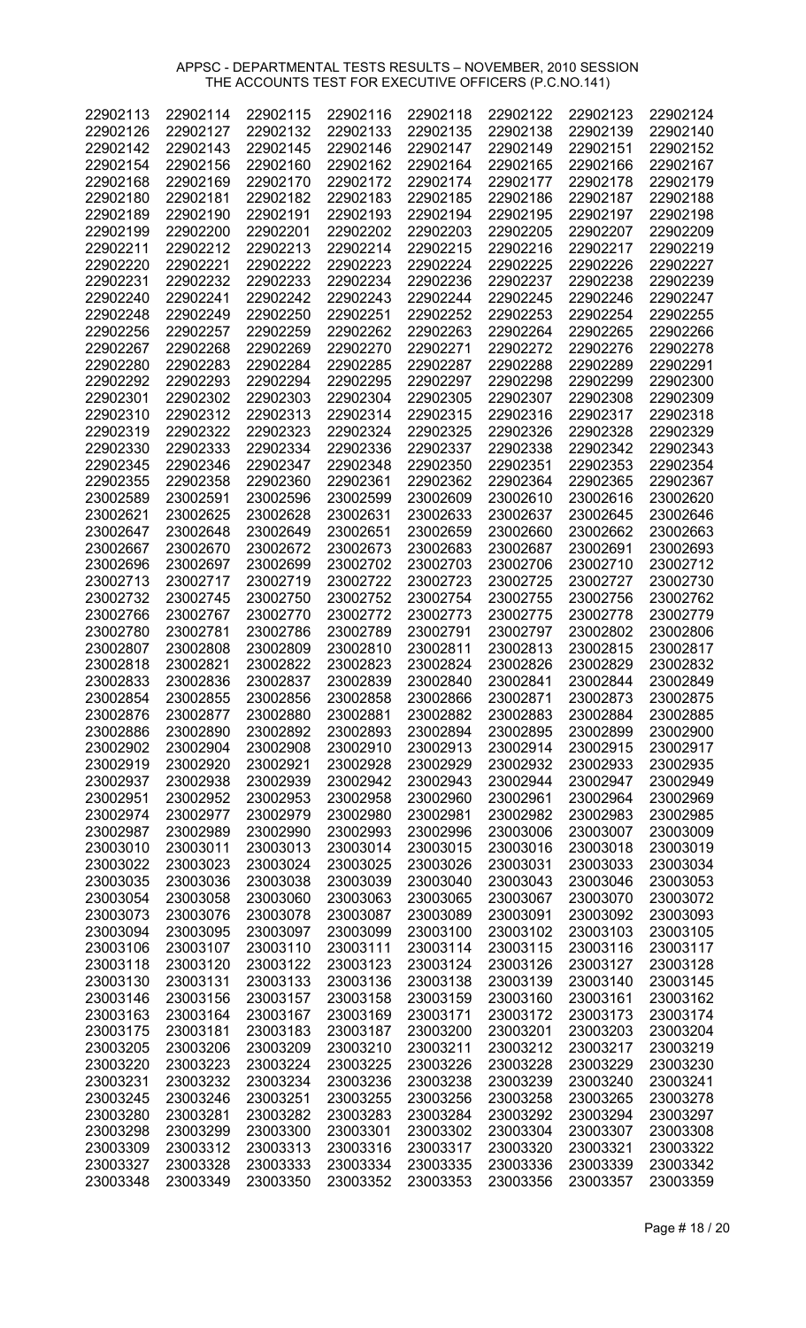APPSC - DEPARTMENTAL TESTS RESULTS – NOVEMBER, 2010 SESSION
THE ACCOUNTS TEST FOR EXECUTIVE OFFICERS (P.C.NO.141)

| | | | | | | | |
|---|---|---|---|---|---|---|---|
| 22902113 | 22902114 | 22902115 | 22902116 | 22902118 | 22902122 | 22902123 | 22902124 |
| 22902126 | 22902127 | 22902132 | 22902133 | 22902135 | 22902138 | 22902139 | 22902140 |
| 22902142 | 22902143 | 22902145 | 22902146 | 22902147 | 22902149 | 22902151 | 22902152 |
| 22902154 | 22902156 | 22902160 | 22902162 | 22902164 | 22902165 | 22902166 | 22902167 |
| 22902168 | 22902169 | 22902170 | 22902172 | 22902174 | 22902177 | 22902178 | 22902179 |
| 22902180 | 22902181 | 22902182 | 22902183 | 22902185 | 22902186 | 22902187 | 22902188 |
| 22902189 | 22902190 | 22902191 | 22902193 | 22902194 | 22902195 | 22902197 | 22902198 |
| 22902199 | 22902200 | 22902201 | 22902202 | 22902203 | 22902205 | 22902207 | 22902209 |
| 22902211 | 22902212 | 22902213 | 22902214 | 22902215 | 22902216 | 22902217 | 22902219 |
| 22902220 | 22902221 | 22902222 | 22902223 | 22902224 | 22902225 | 22902226 | 22902227 |
| 22902231 | 22902232 | 22902233 | 22902234 | 22902236 | 22902237 | 22902238 | 22902239 |
| 22902240 | 22902241 | 22902242 | 22902243 | 22902244 | 22902245 | 22902246 | 22902247 |
| 22902248 | 22902249 | 22902250 | 22902251 | 22902252 | 22902253 | 22902254 | 22902255 |
| 22902256 | 22902257 | 22902259 | 22902262 | 22902263 | 22902264 | 22902265 | 22902266 |
| 22902267 | 22902268 | 22902269 | 22902270 | 22902271 | 22902272 | 22902276 | 22902278 |
| 22902280 | 22902283 | 22902284 | 22902285 | 22902287 | 22902288 | 22902289 | 22902291 |
| 22902292 | 22902293 | 22902294 | 22902295 | 22902297 | 22902298 | 22902299 | 22902300 |
| 22902301 | 22902302 | 22902303 | 22902304 | 22902305 | 22902307 | 22902308 | 22902309 |
| 22902310 | 22902312 | 22902313 | 22902314 | 22902315 | 22902316 | 22902317 | 22902318 |
| 22902319 | 22902322 | 22902323 | 22902324 | 22902325 | 22902326 | 22902328 | 22902329 |
| 22902330 | 22902333 | 22902334 | 22902336 | 22902337 | 22902338 | 22902342 | 22902343 |
| 22902345 | 22902346 | 22902347 | 22902348 | 22902350 | 22902351 | 22902353 | 22902354 |
| 22902355 | 22902358 | 22902360 | 22902361 | 22902362 | 22902364 | 22902365 | 22902367 |
| 23002589 | 23002591 | 23002596 | 23002599 | 23002609 | 23002610 | 23002616 | 23002620 |
| 23002621 | 23002625 | 23002628 | 23002631 | 23002633 | 23002637 | 23002645 | 23002646 |
| 23002647 | 23002648 | 23002649 | 23002651 | 23002659 | 23002660 | 23002662 | 23002663 |
| 23002667 | 23002670 | 23002672 | 23002673 | 23002683 | 23002687 | 23002691 | 23002693 |
| 23002696 | 23002697 | 23002699 | 23002702 | 23002703 | 23002706 | 23002710 | 23002712 |
| 23002713 | 23002717 | 23002719 | 23002722 | 23002723 | 23002725 | 23002727 | 23002730 |
| 23002732 | 23002745 | 23002750 | 23002752 | 23002754 | 23002755 | 23002756 | 23002762 |
| 23002766 | 23002767 | 23002770 | 23002772 | 23002773 | 23002775 | 23002778 | 23002779 |
| 23002780 | 23002781 | 23002786 | 23002789 | 23002791 | 23002797 | 23002802 | 23002806 |
| 23002807 | 23002808 | 23002809 | 23002810 | 23002811 | 23002813 | 23002815 | 23002817 |
| 23002818 | 23002821 | 23002822 | 23002823 | 23002824 | 23002826 | 23002829 | 23002832 |
| 23002833 | 23002836 | 23002837 | 23002839 | 23002840 | 23002841 | 23002844 | 23002849 |
| 23002854 | 23002855 | 23002856 | 23002858 | 23002866 | 23002871 | 23002873 | 23002875 |
| 23002876 | 23002877 | 23002880 | 23002881 | 23002882 | 23002883 | 23002884 | 23002885 |
| 23002886 | 23002890 | 23002892 | 23002893 | 23002894 | 23002895 | 23002899 | 23002900 |
| 23002902 | 23002904 | 23002908 | 23002910 | 23002913 | 23002914 | 23002915 | 23002917 |
| 23002919 | 23002920 | 23002921 | 23002928 | 23002929 | 23002932 | 23002933 | 23002935 |
| 23002937 | 23002938 | 23002939 | 23002942 | 23002943 | 23002944 | 23002947 | 23002949 |
| 23002951 | 23002952 | 23002953 | 23002958 | 23002960 | 23002961 | 23002964 | 23002969 |
| 23002974 | 23002977 | 23002979 | 23002980 | 23002981 | 23002982 | 23002983 | 23002985 |
| 23002987 | 23002989 | 23002990 | 23002993 | 23002996 | 23003006 | 23003007 | 23003009 |
| 23003010 | 23003011 | 23003013 | 23003014 | 23003015 | 23003016 | 23003018 | 23003019 |
| 23003022 | 23003023 | 23003024 | 23003025 | 23003026 | 23003031 | 23003033 | 23003034 |
| 23003035 | 23003036 | 23003038 | 23003039 | 23003040 | 23003043 | 23003046 | 23003053 |
| 23003054 | 23003058 | 23003060 | 23003063 | 23003065 | 23003067 | 23003070 | 23003072 |
| 23003073 | 23003076 | 23003078 | 23003087 | 23003089 | 23003091 | 23003092 | 23003093 |
| 23003094 | 23003095 | 23003097 | 23003099 | 23003100 | 23003102 | 23003103 | 23003105 |
| 23003106 | 23003107 | 23003110 | 23003111 | 23003114 | 23003115 | 23003116 | 23003117 |
| 23003118 | 23003120 | 23003122 | 23003123 | 23003124 | 23003126 | 23003127 | 23003128 |
| 23003130 | 23003131 | 23003133 | 23003136 | 23003138 | 23003139 | 23003140 | 23003145 |
| 23003146 | 23003156 | 23003157 | 23003158 | 23003159 | 23003160 | 23003161 | 23003162 |
| 23003163 | 23003164 | 23003167 | 23003169 | 23003171 | 23003172 | 23003173 | 23003174 |
| 23003175 | 23003181 | 23003183 | 23003187 | 23003200 | 23003201 | 23003203 | 23003204 |
| 23003205 | 23003206 | 23003209 | 23003210 | 23003211 | 23003212 | 23003217 | 23003219 |
| 23003220 | 23003223 | 23003224 | 23003225 | 23003226 | 23003228 | 23003229 | 23003230 |
| 23003231 | 23003232 | 23003234 | 23003236 | 23003238 | 23003239 | 23003240 | 23003241 |
| 23003245 | 23003246 | 23003251 | 23003255 | 23003256 | 23003258 | 23003265 | 23003278 |
| 23003280 | 23003281 | 23003282 | 23003283 | 23003284 | 23003292 | 23003294 | 23003297 |
| 23003298 | 23003299 | 23003300 | 23003301 | 23003302 | 23003304 | 23003307 | 23003308 |
| 23003309 | 23003312 | 23003313 | 23003316 | 23003317 | 23003320 | 23003321 | 23003322 |
| 23003327 | 23003328 | 23003333 | 23003334 | 23003335 | 23003336 | 23003339 | 23003342 |
| 23003348 | 23003349 | 23003350 | 23003352 | 23003353 | 23003356 | 23003357 | 23003359 |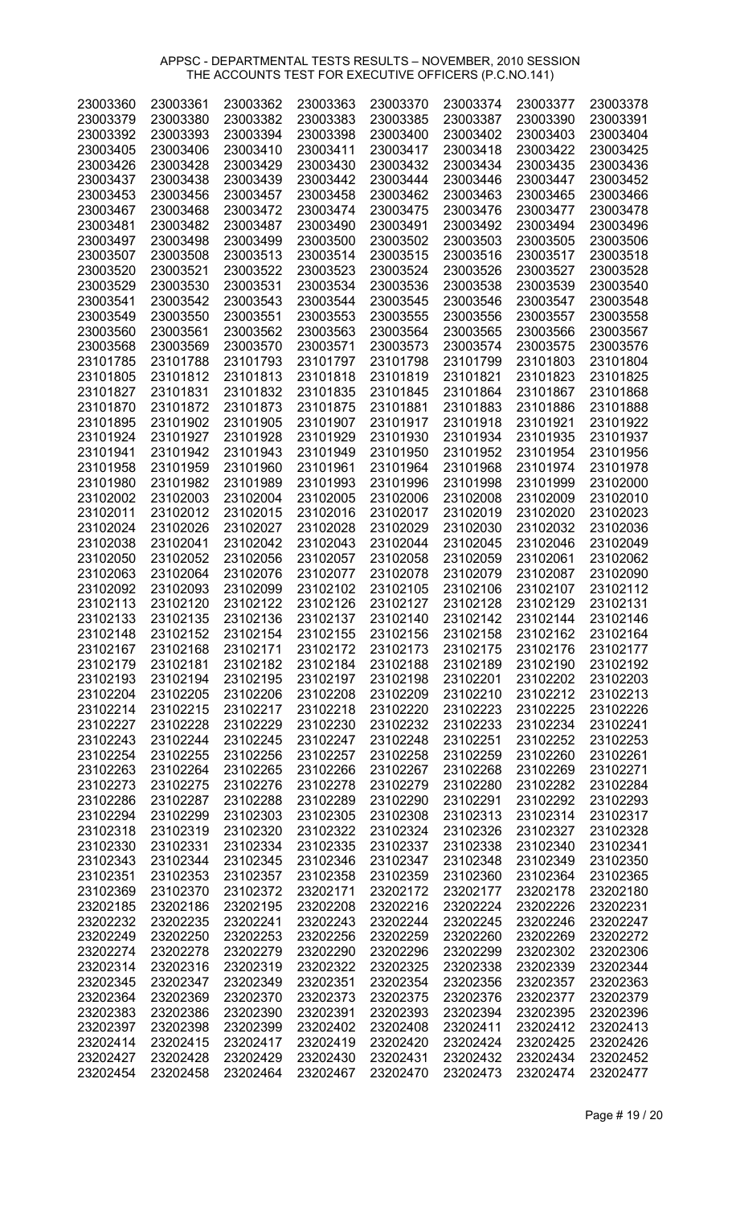APPSC - DEPARTMENTAL TESTS RESULTS – NOVEMBER, 2010 SESSION
THE ACCOUNTS TEST FOR EXECUTIVE OFFICERS (P.C.NO.141)

| | | | | | | | |
|---|---|---|---|---|---|---|---|
| 23003360 | 23003361 | 23003362 | 23003363 | 23003370 | 23003374 | 23003377 | 23003378 |
| 23003379 | 23003380 | 23003382 | 23003383 | 23003385 | 23003387 | 23003390 | 23003391 |
| 23003392 | 23003393 | 23003394 | 23003398 | 23003400 | 23003402 | 23003403 | 23003404 |
| 23003405 | 23003406 | 23003410 | 23003411 | 23003417 | 23003418 | 23003422 | 23003425 |
| 23003426 | 23003428 | 23003429 | 23003430 | 23003432 | 23003434 | 23003435 | 23003436 |
| 23003437 | 23003438 | 23003439 | 23003442 | 23003444 | 23003446 | 23003447 | 23003452 |
| 23003453 | 23003456 | 23003457 | 23003458 | 23003462 | 23003463 | 23003465 | 23003466 |
| 23003467 | 23003468 | 23003472 | 23003474 | 23003475 | 23003476 | 23003477 | 23003478 |
| 23003481 | 23003482 | 23003487 | 23003490 | 23003491 | 23003492 | 23003494 | 23003496 |
| 23003497 | 23003498 | 23003499 | 23003500 | 23003502 | 23003503 | 23003505 | 23003506 |
| 23003507 | 23003508 | 23003513 | 23003514 | 23003515 | 23003516 | 23003517 | 23003518 |
| 23003520 | 23003521 | 23003522 | 23003523 | 23003524 | 23003526 | 23003527 | 23003528 |
| 23003529 | 23003530 | 23003531 | 23003534 | 23003536 | 23003538 | 23003539 | 23003540 |
| 23003541 | 23003542 | 23003543 | 23003544 | 23003545 | 23003546 | 23003547 | 23003548 |
| 23003549 | 23003550 | 23003551 | 23003553 | 23003555 | 23003556 | 23003557 | 23003558 |
| 23003560 | 23003561 | 23003562 | 23003563 | 23003564 | 23003565 | 23003566 | 23003567 |
| 23003568 | 23003569 | 23003570 | 23003571 | 23003573 | 23003574 | 23003575 | 23003576 |
| 23101785 | 23101788 | 23101793 | 23101797 | 23101798 | 23101799 | 23101803 | 23101804 |
| 23101805 | 23101812 | 23101813 | 23101818 | 23101819 | 23101821 | 23101823 | 23101825 |
| 23101827 | 23101831 | 23101832 | 23101835 | 23101845 | 23101864 | 23101867 | 23101868 |
| 23101870 | 23101872 | 23101873 | 23101875 | 23101881 | 23101883 | 23101886 | 23101888 |
| 23101895 | 23101902 | 23101905 | 23101907 | 23101917 | 23101918 | 23101921 | 23101922 |
| 23101924 | 23101927 | 23101928 | 23101929 | 23101930 | 23101934 | 23101935 | 23101937 |
| 23101941 | 23101942 | 23101943 | 23101949 | 23101950 | 23101952 | 23101954 | 23101956 |
| 23101958 | 23101959 | 23101960 | 23101961 | 23101964 | 23101968 | 23101974 | 23101978 |
| 23101980 | 23101982 | 23101989 | 23101993 | 23101996 | 23101998 | 23101999 | 23102000 |
| 23102002 | 23102003 | 23102004 | 23102005 | 23102006 | 23102008 | 23102009 | 23102010 |
| 23102011 | 23102012 | 23102015 | 23102016 | 23102017 | 23102019 | 23102020 | 23102023 |
| 23102024 | 23102026 | 23102027 | 23102028 | 23102029 | 23102030 | 23102032 | 23102036 |
| 23102038 | 23102041 | 23102042 | 23102043 | 23102044 | 23102045 | 23102046 | 23102049 |
| 23102050 | 23102052 | 23102056 | 23102057 | 23102058 | 23102059 | 23102061 | 23102062 |
| 23102063 | 23102064 | 23102076 | 23102077 | 23102078 | 23102079 | 23102087 | 23102090 |
| 23102092 | 23102093 | 23102099 | 23102102 | 23102105 | 23102106 | 23102107 | 23102112 |
| 23102113 | 23102120 | 23102122 | 23102126 | 23102127 | 23102128 | 23102129 | 23102131 |
| 23102133 | 23102135 | 23102136 | 23102137 | 23102140 | 23102142 | 23102144 | 23102146 |
| 23102148 | 23102152 | 23102154 | 23102155 | 23102156 | 23102158 | 23102162 | 23102164 |
| 23102167 | 23102168 | 23102171 | 23102172 | 23102173 | 23102175 | 23102176 | 23102177 |
| 23102179 | 23102181 | 23102182 | 23102184 | 23102188 | 23102189 | 23102190 | 23102192 |
| 23102193 | 23102194 | 23102195 | 23102197 | 23102198 | 23102201 | 23102202 | 23102203 |
| 23102204 | 23102205 | 23102206 | 23102208 | 23102209 | 23102210 | 23102212 | 23102213 |
| 23102214 | 23102215 | 23102217 | 23102218 | 23102220 | 23102223 | 23102225 | 23102226 |
| 23102227 | 23102228 | 23102229 | 23102230 | 23102232 | 23102233 | 23102234 | 23102241 |
| 23102243 | 23102244 | 23102245 | 23102247 | 23102248 | 23102251 | 23102252 | 23102253 |
| 23102254 | 23102255 | 23102256 | 23102257 | 23102258 | 23102259 | 23102260 | 23102261 |
| 23102263 | 23102264 | 23102265 | 23102266 | 23102267 | 23102268 | 23102269 | 23102271 |
| 23102273 | 23102275 | 23102276 | 23102278 | 23102279 | 23102280 | 23102282 | 23102284 |
| 23102286 | 23102287 | 23102288 | 23102289 | 23102290 | 23102291 | 23102292 | 23102293 |
| 23102294 | 23102299 | 23102303 | 23102305 | 23102308 | 23102313 | 23102314 | 23102317 |
| 23102318 | 23102319 | 23102320 | 23102322 | 23102324 | 23102326 | 23102327 | 23102328 |
| 23102330 | 23102331 | 23102334 | 23102335 | 23102337 | 23102338 | 23102340 | 23102341 |
| 23102343 | 23102344 | 23102345 | 23102346 | 23102347 | 23102348 | 23102349 | 23102350 |
| 23102351 | 23102353 | 23102357 | 23102358 | 23102359 | 23102360 | 23102364 | 23102365 |
| 23102369 | 23102370 | 23102372 | 23202171 | 23202172 | 23202177 | 23202178 | 23202180 |
| 23202185 | 23202186 | 23202195 | 23202208 | 23202216 | 23202224 | 23202226 | 23202231 |
| 23202232 | 23202235 | 23202241 | 23202243 | 23202244 | 23202245 | 23202246 | 23202247 |
| 23202249 | 23202250 | 23202253 | 23202256 | 23202259 | 23202260 | 23202269 | 23202272 |
| 23202274 | 23202278 | 23202279 | 23202290 | 23202296 | 23202299 | 23202302 | 23202306 |
| 23202314 | 23202316 | 23202319 | 23202322 | 23202325 | 23202338 | 23202339 | 23202344 |
| 23202345 | 23202347 | 23202349 | 23202351 | 23202354 | 23202356 | 23202357 | 23202363 |
| 23202364 | 23202369 | 23202370 | 23202373 | 23202375 | 23202376 | 23202377 | 23202379 |
| 23202383 | 23202386 | 23202390 | 23202391 | 23202393 | 23202394 | 23202395 | 23202396 |
| 23202397 | 23202398 | 23202399 | 23202402 | 23202408 | 23202411 | 23202412 | 23202413 |
| 23202414 | 23202415 | 23202417 | 23202419 | 23202420 | 23202424 | 23202425 | 23202426 |
| 23202427 | 23202428 | 23202429 | 23202430 | 23202431 | 23202432 | 23202434 | 23202452 |
| 23202454 | 23202458 | 23202464 | 23202467 | 23202470 | 23202473 | 23202474 | 23202477 |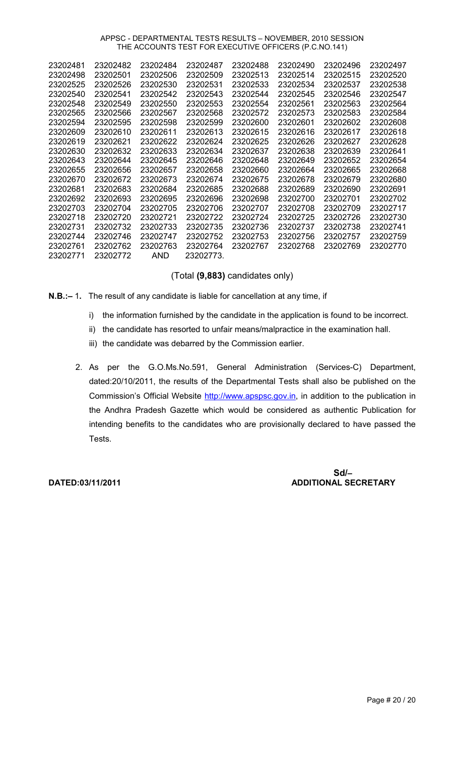APPSC - DEPARTMENTAL TESTS RESULTS – NOVEMBER, 2010 SESSION
THE ACCOUNTS TEST FOR EXECUTIVE OFFICERS (P.C.NO.141)

| | | | | | | | |
|---|---|---|---|---|---|---|---|
| 23202481 | 23202482 | 23202484 | 23202487 | 23202488 | 23202490 | 23202496 | 23202497 |
| 23202498 | 23202501 | 23202506 | 23202509 | 23202513 | 23202514 | 23202515 | 23202520 |
| 23202525 | 23202526 | 23202530 | 23202531 | 23202533 | 23202534 | 23202537 | 23202538 |
| 23202540 | 23202541 | 23202542 | 23202543 | 23202544 | 23202545 | 23202546 | 23202547 |
| 23202548 | 23202549 | 23202550 | 23202553 | 23202554 | 23202561 | 23202563 | 23202564 |
| 23202565 | 23202566 | 23202567 | 23202568 | 23202572 | 23202573 | 23202583 | 23202584 |
| 23202594 | 23202595 | 23202598 | 23202599 | 23202600 | 23202601 | 23202602 | 23202608 |
| 23202609 | 23202610 | 23202611 | 23202613 | 23202615 | 23202616 | 23202617 | 23202618 |
| 23202619 | 23202621 | 23202622 | 23202624 | 23202625 | 23202626 | 23202627 | 23202628 |
| 23202630 | 23202632 | 23202633 | 23202634 | 23202637 | 23202638 | 23202639 | 23202641 |
| 23202643 | 23202644 | 23202645 | 23202646 | 23202648 | 23202649 | 23202652 | 23202654 |
| 23202655 | 23202656 | 23202657 | 23202658 | 23202660 | 23202664 | 23202665 | 23202668 |
| 23202670 | 23202672 | 23202673 | 23202674 | 23202675 | 23202678 | 23202679 | 23202680 |
| 23202681 | 23202683 | 23202684 | 23202685 | 23202688 | 23202689 | 23202690 | 23202691 |
| 23202692 | 23202693 | 23202695 | 23202696 | 23202698 | 23202700 | 23202701 | 23202702 |
| 23202703 | 23202704 | 23202705 | 23202706 | 23202707 | 23202708 | 23202709 | 23202717 |
| 23202718 | 23202720 | 23202721 | 23202722 | 23202724 | 23202725 | 23202726 | 23202730 |
| 23202731 | 23202732 | 23202733 | 23202735 | 23202736 | 23202737 | 23202738 | 23202741 |
| 23202744 | 23202746 | 23202747 | 23202752 | 23202753 | 23202756 | 23202757 | 23202759 |
| 23202761 | 23202762 | 23202763 | 23202764 | 23202767 | 23202768 | 23202769 | 23202770 |
| 23202771 | 23202772 | AND | 23202773. | | | | |

(Total **(9,883)** candidates only)

**N.B.:–** 1**.** The result of any candidate is liable for cancellation at any time, if

i) the information furnished by the candidate in the application is found to be incorrect.

ii) the candidate has resorted to unfair means/malpractice in the examination hall.

iii) the candidate was debarred by the Commission earlier.

2. As per the G.O.Ms.No.591, General Administration (Services-C) Department, dated:20/10/2011, the results of the Departmental Tests shall also be published on the Commission's Official Website http://www.apspsc.gov.in, in addition to the publication in the Andhra Pradesh Gazette which would be considered as authentic Publication for intending benefits to the candidates who are provisionally declared to have passed the Tests.

**Sd/–**
**ADDITIONAL SECRETARY**

**DATED:03/11/2011**